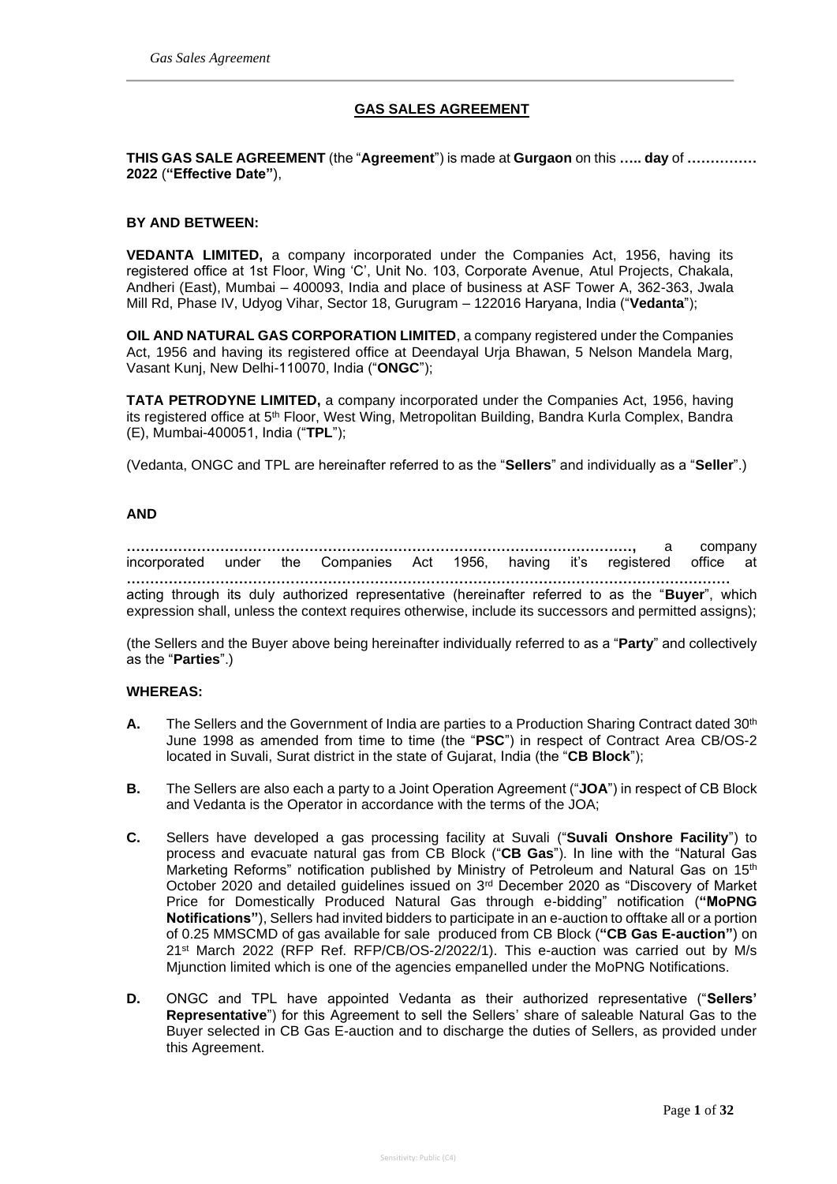# GAS SALES AGREEMENT

**THIS GAS SALE AGREEMENT** (the "**Agreement**") is made at **Gurgaon** on this **….. day** of **…………… 2022** (**"Effective Date"**),

**BY AND BETWEEN:**

**VEDANTA LIMITED,** a company incorporated under the Companies Act, 1956, having its registered office at 1st Floor, Wing 'C', Unit No. 103, Corporate Avenue, Atul Projects, Chakala, Andheri (East), Mumbai – 400093, India and place of business at ASF Tower A, 362-363, Jwala Mill Rd, Phase IV, Udyog Vihar, Sector 18, Gurugram – 122016 Haryana, India ("**Vedanta**");

**OIL AND NATURAL GAS CORPORATION LIMITED**, a company registered under the Companies Act, 1956 and having its registered office at Deendayal Urja Bhawan, 5 Nelson Mandela Marg, Vasant Kunj, New Delhi-110070, India ("**ONGC**");

**TATA PETRODYNE LIMITED,** a company incorporated under the Companies Act, 1956, having its registered office at 5th Floor, West Wing, Metropolitan Building, Bandra Kurla Complex, Bandra (E), Mumbai-400051, India ("**TPL**");

(Vedanta, ONGC and TPL are hereinafter referred to as the "**Sellers**" and individually as a "**Seller**".)

**AND**

**………………………………………………………………………………………………,** a company incorporated under the Companies Act 1956, having it's registered office at **………………………………………………………………………………………………………………** acting through its duly authorized representative (hereinafter referred to as the "**Buyer**", which expression shall, unless the context requires otherwise, include its successors and permitted assigns);

(the Sellers and the Buyer above being hereinafter individually referred to as a "**Party**" and collectively as the "**Parties**".)

**WHEREAS:**

**A.** The Sellers and the Government of India are parties to a Production Sharing Contract dated 30th June 1998 as amended from time to time (the "**PSC**") in respect of Contract Area CB/OS-2 located in Suvali, Surat district in the state of Gujarat, India (the "**CB Block**");

**B.** The Sellers are also each a party to a Joint Operation Agreement ("**JOA**") in respect of CB Block and Vedanta is the Operator in accordance with the terms of the JOA;

**C.** Sellers have developed a gas processing facility at Suvali ("**Suvali Onshore Facility**") to process and evacuate natural gas from CB Block ("**CB Gas**"). In line with the "Natural Gas Marketing Reforms" notification published by Ministry of Petroleum and Natural Gas on 15th October 2020 and detailed guidelines issued on 3rd December 2020 as "Discovery of Market Price for Domestically Produced Natural Gas through e-bidding" notification (**"MoPNG Notifications"**), Sellers had invited bidders to participate in an e-auction to offtake all or a portion of 0.25 MMSCMD of gas available for sale produced from CB Block (**"CB Gas E-auction"**) on 21st March 2022 (RFP Ref. RFP/CB/OS-2/2022/1). This e-auction was carried out by M/s Mjunction limited which is one of the agencies empanelled under the MoPNG Notifications.

**D.** ONGC and TPL have appointed Vedanta as their authorized representative ("**Sellers' Representative**") for this Agreement to sell the Sellers' share of saleable Natural Gas to the Buyer selected in CB Gas E-auction and to discharge the duties of Sellers, as provided under this Agreement.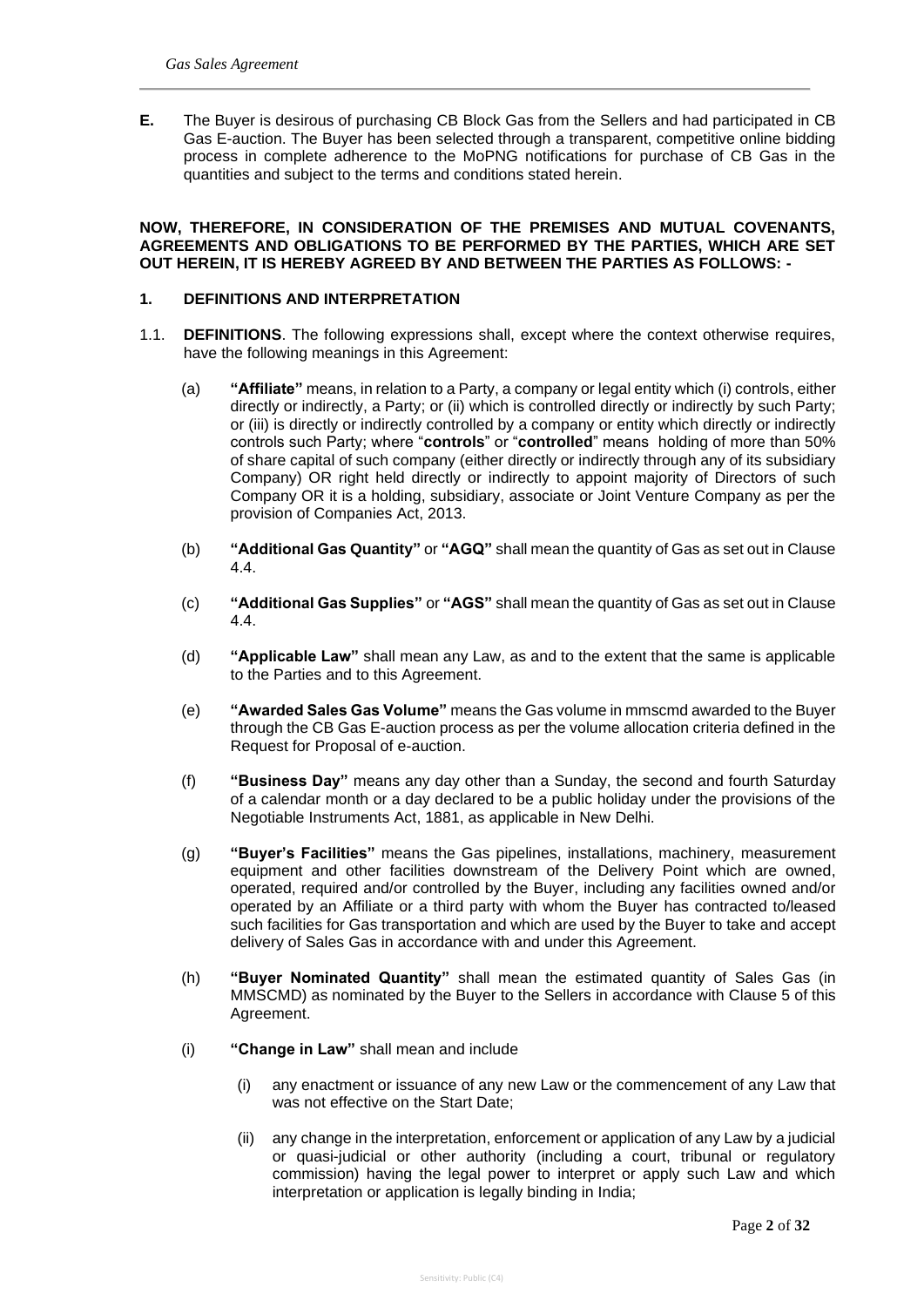**E.** The Buyer is desirous of purchasing CB Block Gas from the Sellers and had participated in CB Gas E-auction. The Buyer has been selected through a transparent, competitive online bidding process in complete adherence to the MoPNG notifications for purchase of CB Gas in the quantities and subject to the terms and conditions stated herein.

**NOW, THEREFORE, IN CONSIDERATION OF THE PREMISES AND MUTUAL COVENANTS, AGREEMENTS AND OBLIGATIONS TO BE PERFORMED BY THE PARTIES, WHICH ARE SET OUT HEREIN, IT IS HEREBY AGREED BY AND BETWEEN THE PARTIES AS FOLLOWS: -**

## 1. DEFINITIONS AND INTERPRETATION

1.1. **DEFINITIONS**. The following expressions shall, except where the context otherwise requires, have the following meanings in this Agreement:

(a) **"Affiliate"** means, in relation to a Party, a company or legal entity which (i) controls, either directly or indirectly, a Party; or (ii) which is controlled directly or indirectly by such Party; or (iii) is directly or indirectly controlled by a company or entity which directly or indirectly controls such Party; where "**controls**" or "**controlled**" means holding of more than 50% of share capital of such company (either directly or indirectly through any of its subsidiary Company) OR right held directly or indirectly to appoint majority of Directors of such Company OR it is a holding, subsidiary, associate or Joint Venture Company as per the provision of Companies Act, 2013.

(b) **"Additional Gas Quantity"** or **"AGQ"** shall mean the quantity of Gas as set out in Clause 4.4.

(c) **"Additional Gas Supplies"** or **"AGS"** shall mean the quantity of Gas as set out in Clause 4.4.

(d) **"Applicable Law"** shall mean any Law, as and to the extent that the same is applicable to the Parties and to this Agreement.

(e) **"Awarded Sales Gas Volume"** means the Gas volume in mmscmd awarded to the Buyer through the CB Gas E-auction process as per the volume allocation criteria defined in the Request for Proposal of e-auction.

(f) **"Business Day"** means any day other than a Sunday, the second and fourth Saturday of a calendar month or a day declared to be a public holiday under the provisions of the Negotiable Instruments Act, 1881, as applicable in New Delhi.

(g) **"Buyer's Facilities"** means the Gas pipelines, installations, machinery, measurement equipment and other facilities downstream of the Delivery Point which are owned, operated, required and/or controlled by the Buyer, including any facilities owned and/or operated by an Affiliate or a third party with whom the Buyer has contracted to/leased such facilities for Gas transportation and which are used by the Buyer to take and accept delivery of Sales Gas in accordance with and under this Agreement.

(h) **"Buyer Nominated Quantity"** shall mean the estimated quantity of Sales Gas (in MMSCMD) as nominated by the Buyer to the Sellers in accordance with Clause 5 of this Agreement.

(i) **"Change in Law"** shall mean and include

(i) any enactment or issuance of any new Law or the commencement of any Law that was not effective on the Start Date;

(ii) any change in the interpretation, enforcement or application of any Law by a judicial or quasi-judicial or other authority (including a court, tribunal or regulatory commission) having the legal power to interpret or apply such Law and which interpretation or application is legally binding in India;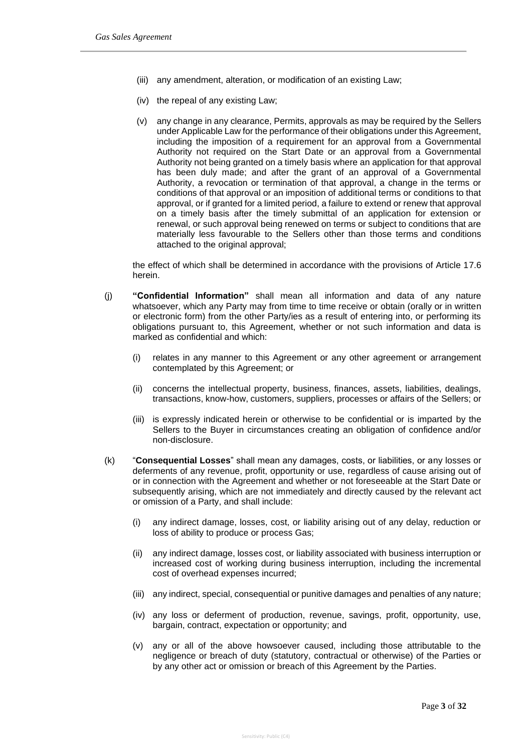(iii) any amendment, alteration, or modification of an existing Law;

(iv) the repeal of any existing Law;

(v) any change in any clearance, Permits, approvals as may be required by the Sellers under Applicable Law for the performance of their obligations under this Agreement, including the imposition of a requirement for an approval from a Governmental Authority not required on the Start Date or an approval from a Governmental Authority not being granted on a timely basis where an application for that approval has been duly made; and after the grant of an approval of a Governmental Authority, a revocation or termination of that approval, a change in the terms or conditions of that approval or an imposition of additional terms or conditions to that approval, or if granted for a limited period, a failure to extend or renew that approval on a timely basis after the timely submittal of an application for extension or renewal, or such approval being renewed on terms or subject to conditions that are materially less favourable to the Sellers other than those terms and conditions attached to the original approval;

the effect of which shall be determined in accordance with the provisions of Article 17.6 herein.

(j) **"Confidential Information"** shall mean all information and data of any nature whatsoever, which any Party may from time to time receive or obtain (orally or in written or electronic form) from the other Party/ies as a result of entering into, or performing its obligations pursuant to, this Agreement, whether or not such information and data is marked as confidential and which:

(i) relates in any manner to this Agreement or any other agreement or arrangement contemplated by this Agreement; or

(ii) concerns the intellectual property, business, finances, assets, liabilities, dealings, transactions, know-how, customers, suppliers, processes or affairs of the Sellers; or

(iii) is expressly indicated herein or otherwise to be confidential or is imparted by the Sellers to the Buyer in circumstances creating an obligation of confidence and/or non-disclosure.

(k) "**Consequential Losses**" shall mean any damages, costs, or liabilities, or any losses or deferments of any revenue, profit, opportunity or use, regardless of cause arising out of or in connection with the Agreement and whether or not foreseeable at the Start Date or subsequently arising, which are not immediately and directly caused by the relevant act or omission of a Party, and shall include:

(i) any indirect damage, losses, cost, or liability arising out of any delay, reduction or loss of ability to produce or process Gas;

(ii) any indirect damage, losses cost, or liability associated with business interruption or increased cost of working during business interruption, including the incremental cost of overhead expenses incurred;

(iii) any indirect, special, consequential or punitive damages and penalties of any nature;

(iv) any loss or deferment of production, revenue, savings, profit, opportunity, use, bargain, contract, expectation or opportunity; and

(v) any or all of the above howsoever caused, including those attributable to the negligence or breach of duty (statutory, contractual or otherwise) of the Parties or by any other act or omission or breach of this Agreement by the Parties.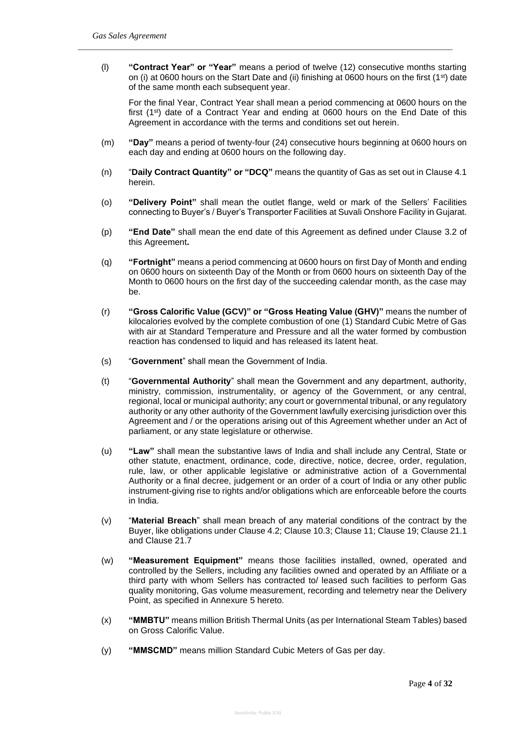(l) **"Contract Year" or "Year"** means a period of twelve (12) consecutive months starting on (i) at 0600 hours on the Start Date and (ii) finishing at 0600 hours on the first (1st) date of the same month each subsequent year.

For the final Year, Contract Year shall mean a period commencing at 0600 hours on the first (1st) date of a Contract Year and ending at 0600 hours on the End Date of this Agreement in accordance with the terms and conditions set out herein.

(m) **"Day"** means a period of twenty-four (24) consecutive hours beginning at 0600 hours on each day and ending at 0600 hours on the following day.

(n) "**Daily Contract Quantity" or "DCQ"** means the quantity of Gas as set out in Clause 4.1 herein.

(o) **"Delivery Point"** shall mean the outlet flange, weld or mark of the Sellers' Facilities connecting to Buyer's / Buyer's Transporter Facilities at Suvali Onshore Facility in Gujarat.

(p) **"End Date"** shall mean the end date of this Agreement as defined under Clause 3.2 of this Agreement**.**

(q) **"Fortnight"** means a period commencing at 0600 hours on first Day of Month and ending on 0600 hours on sixteenth Day of the Month or from 0600 hours on sixteenth Day of the Month to 0600 hours on the first day of the succeeding calendar month, as the case may be.

(r) **"Gross Calorific Value (GCV)" or "Gross Heating Value (GHV)"** means the number of kilocalories evolved by the complete combustion of one (1) Standard Cubic Metre of Gas with air at Standard Temperature and Pressure and all the water formed by combustion reaction has condensed to liquid and has released its latent heat.

(s) "**Government**" shall mean the Government of India.

(t) "**Governmental Authority**" shall mean the Government and any department, authority, ministry, commission, instrumentality, or agency of the Government, or any central, regional, local or municipal authority; any court or governmental tribunal, or any regulatory authority or any other authority of the Government lawfully exercising jurisdiction over this Agreement and / or the operations arising out of this Agreement whether under an Act of parliament, or any state legislature or otherwise.

(u) **"Law"** shall mean the substantive laws of India and shall include any Central, State or other statute, enactment, ordinance, code, directive, notice, decree, order, regulation, rule, law, or other applicable legislative or administrative action of a Governmental Authority or a final decree, judgement or an order of a court of India or any other public instrument-giving rise to rights and/or obligations which are enforceable before the courts in India.

(v) "**Material Breach**" shall mean breach of any material conditions of the contract by the Buyer, like obligations under Clause 4.2; Clause 10.3; Clause 11; Clause 19; Clause 21.1 and Clause 21.7

(w) **"Measurement Equipment"** means those facilities installed, owned, operated and controlled by the Sellers, including any facilities owned and operated by an Affiliate or a third party with whom Sellers has contracted to/ leased such facilities to perform Gas quality monitoring, Gas volume measurement, recording and telemetry near the Delivery Point, as specified in Annexure 5 hereto.

(x) **"MMBTU"** means million British Thermal Units (as per International Steam Tables) based on Gross Calorific Value.

(y) **"MMSCMD"** means million Standard Cubic Meters of Gas per day.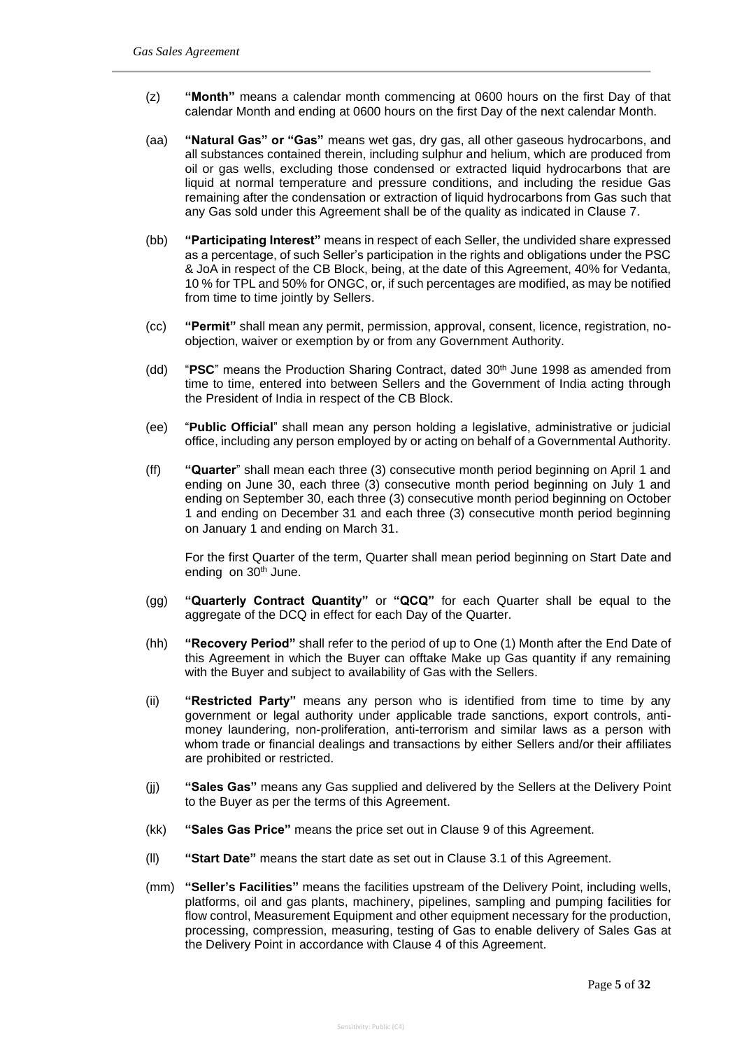(z) **"Month"** means a calendar month commencing at 0600 hours on the first Day of that calendar Month and ending at 0600 hours on the first Day of the next calendar Month.

(aa) **"Natural Gas" or "Gas"** means wet gas, dry gas, all other gaseous hydrocarbons, and all substances contained therein, including sulphur and helium, which are produced from oil or gas wells, excluding those condensed or extracted liquid hydrocarbons that are liquid at normal temperature and pressure conditions, and including the residue Gas remaining after the condensation or extraction of liquid hydrocarbons from Gas such that any Gas sold under this Agreement shall be of the quality as indicated in Clause 7.

(bb) **"Participating Interest"** means in respect of each Seller, the undivided share expressed as a percentage, of such Seller's participation in the rights and obligations under the PSC & JoA in respect of the CB Block, being, at the date of this Agreement, 40% for Vedanta, 10 % for TPL and 50% for ONGC, or, if such percentages are modified, as may be notified from time to time jointly by Sellers.

(cc) **"Permit"** shall mean any permit, permission, approval, consent, licence, registration, no-objection, waiver or exemption by or from any Government Authority.

(dd) "**PSC**" means the Production Sharing Contract, dated 30th June 1998 as amended from time to time, entered into between Sellers and the Government of India acting through the President of India in respect of the CB Block.

(ee) "**Public Official**" shall mean any person holding a legislative, administrative or judicial office, including any person employed by or acting on behalf of a Governmental Authority.

(ff) **"Quarter**" shall mean each three (3) consecutive month period beginning on April 1 and ending on June 30, each three (3) consecutive month period beginning on July 1 and ending on September 30, each three (3) consecutive month period beginning on October 1 and ending on December 31 and each three (3) consecutive month period beginning on January 1 and ending on March 31.

For the first Quarter of the term, Quarter shall mean period beginning on Start Date and ending on 30th June.

(gg) **"Quarterly Contract Quantity"** or **"QCQ"** for each Quarter shall be equal to the aggregate of the DCQ in effect for each Day of the Quarter.

(hh) **"Recovery Period"** shall refer to the period of up to One (1) Month after the End Date of this Agreement in which the Buyer can offtake Make up Gas quantity if any remaining with the Buyer and subject to availability of Gas with the Sellers.

(ii) **"Restricted Party"** means any person who is identified from time to time by any government or legal authority under applicable trade sanctions, export controls, anti-money laundering, non-proliferation, anti-terrorism and similar laws as a person with whom trade or financial dealings and transactions by either Sellers and/or their affiliates are prohibited or restricted.

(jj) **"Sales Gas"** means any Gas supplied and delivered by the Sellers at the Delivery Point to the Buyer as per the terms of this Agreement.

(kk) **"Sales Gas Price"** means the price set out in Clause 9 of this Agreement.

(ll) **"Start Date"** means the start date as set out in Clause 3.1 of this Agreement.

(mm) **"Seller's Facilities"** means the facilities upstream of the Delivery Point, including wells, platforms, oil and gas plants, machinery, pipelines, sampling and pumping facilities for flow control, Measurement Equipment and other equipment necessary for the production, processing, compression, measuring, testing of Gas to enable delivery of Sales Gas at the Delivery Point in accordance with Clause 4 of this Agreement.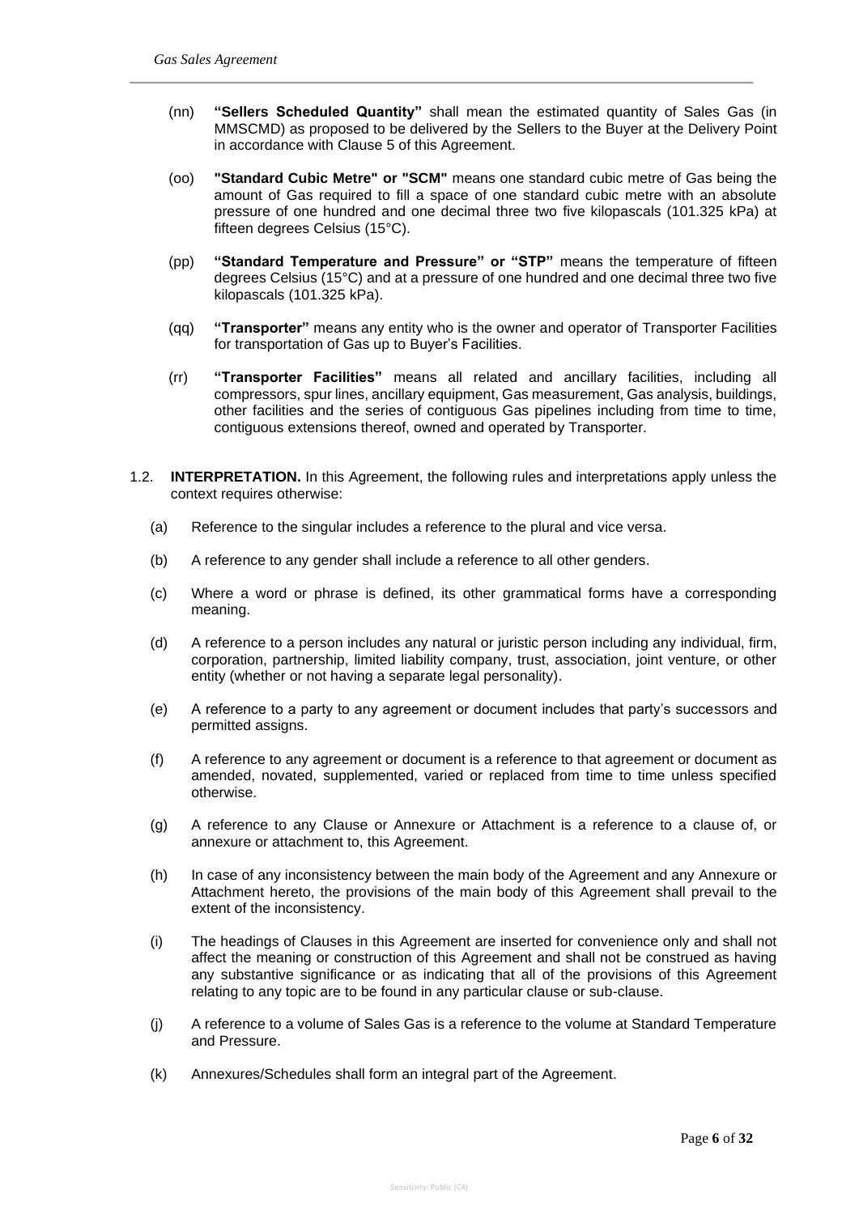(nn) **"Sellers Scheduled Quantity"** shall mean the estimated quantity of Sales Gas (in MMSCMD) as proposed to be delivered by the Sellers to the Buyer at the Delivery Point in accordance with Clause 5 of this Agreement.

(oo) **"Standard Cubic Metre" or "SCM"** means one standard cubic metre of Gas being the amount of Gas required to fill a space of one standard cubic metre with an absolute pressure of one hundred and one decimal three two five kilopascals (101.325 kPa) at fifteen degrees Celsius (15°C).

(pp) **"Standard Temperature and Pressure" or "STP"** means the temperature of fifteen degrees Celsius (15°C) and at a pressure of one hundred and one decimal three two five kilopascals (101.325 kPa).

(qq) **"Transporter"** means any entity who is the owner and operator of Transporter Facilities for transportation of Gas up to Buyer's Facilities.

(rr) **"Transporter Facilities"** means all related and ancillary facilities, including all compressors, spur lines, ancillary equipment, Gas measurement, Gas analysis, buildings, other facilities and the series of contiguous Gas pipelines including from time to time, contiguous extensions thereof, owned and operated by Transporter.

1.2. **INTERPRETATION.** In this Agreement, the following rules and interpretations apply unless the context requires otherwise:

(a) Reference to the singular includes a reference to the plural and vice versa.

(b) A reference to any gender shall include a reference to all other genders.

(c) Where a word or phrase is defined, its other grammatical forms have a corresponding meaning.

(d) A reference to a person includes any natural or juristic person including any individual, firm, corporation, partnership, limited liability company, trust, association, joint venture, or other entity (whether or not having a separate legal personality).

(e) A reference to a party to any agreement or document includes that party's successors and permitted assigns.

(f) A reference to any agreement or document is a reference to that agreement or document as amended, novated, supplemented, varied or replaced from time to time unless specified otherwise.

(g) A reference to any Clause or Annexure or Attachment is a reference to a clause of, or annexure or attachment to, this Agreement.

(h) In case of any inconsistency between the main body of the Agreement and any Annexure or Attachment hereto, the provisions of the main body of this Agreement shall prevail to the extent of the inconsistency.

(i) The headings of Clauses in this Agreement are inserted for convenience only and shall not affect the meaning or construction of this Agreement and shall not be construed as having any substantive significance or as indicating that all of the provisions of this Agreement relating to any topic are to be found in any particular clause or sub-clause.

(j) A reference to a volume of Sales Gas is a reference to the volume at Standard Temperature and Pressure.

(k) Annexures/Schedules shall form an integral part of the Agreement.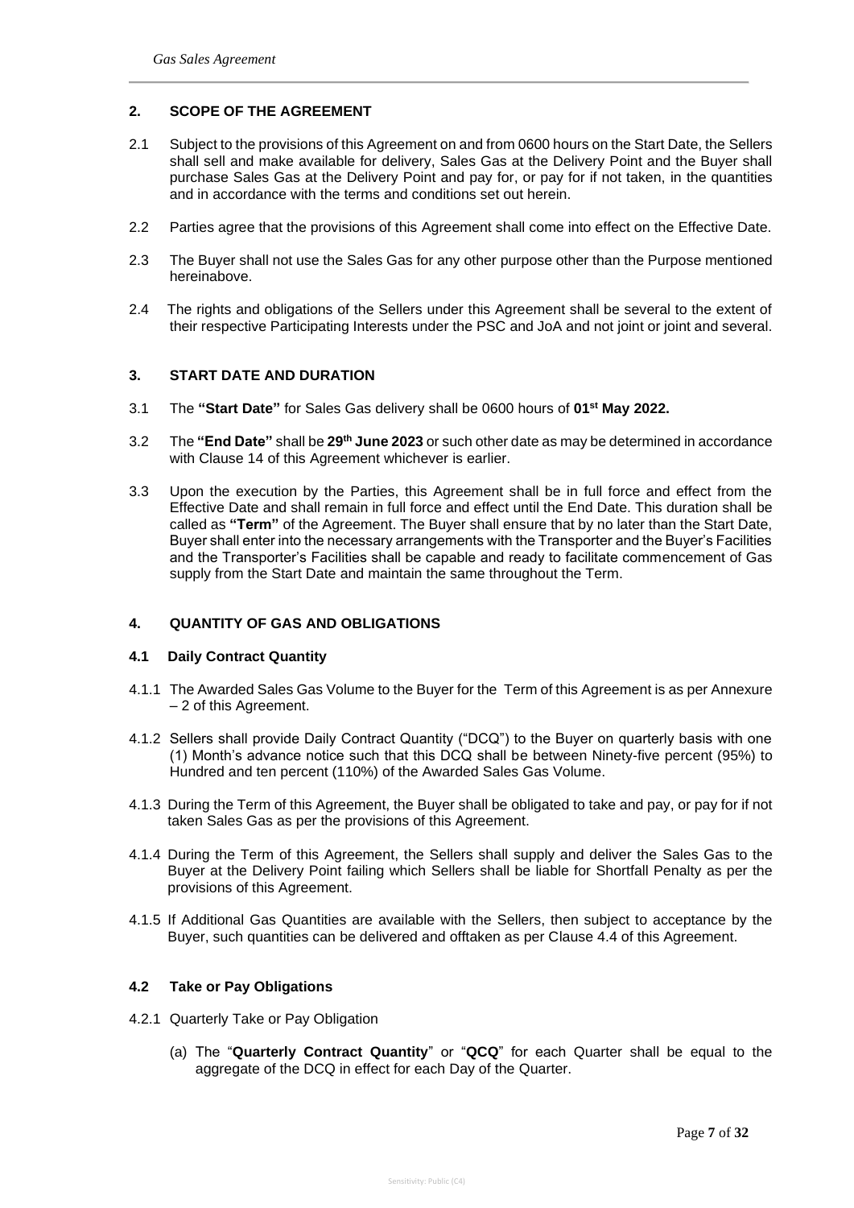## 2. SCOPE OF THE AGREEMENT

2.1 Subject to the provisions of this Agreement on and from 0600 hours on the Start Date, the Sellers shall sell and make available for delivery, Sales Gas at the Delivery Point and the Buyer shall purchase Sales Gas at the Delivery Point and pay for, or pay for if not taken, in the quantities and in accordance with the terms and conditions set out herein.

2.2 Parties agree that the provisions of this Agreement shall come into effect on the Effective Date.

2.3 The Buyer shall not use the Sales Gas for any other purpose other than the Purpose mentioned hereinabove.

2.4 The rights and obligations of the Sellers under this Agreement shall be several to the extent of their respective Participating Interests under the PSC and JoA and not joint or joint and several.

## 3. START DATE AND DURATION

3.1 The **"Start Date"** for Sales Gas delivery shall be 0600 hours of **01st May 2022.**

3.2 The **"End Date"** shall be **29th June 2023** or such other date as may be determined in accordance with Clause 14 of this Agreement whichever is earlier.

3.3 Upon the execution by the Parties, this Agreement shall be in full force and effect from the Effective Date and shall remain in full force and effect until the End Date. This duration shall be called as **"Term"** of the Agreement. The Buyer shall ensure that by no later than the Start Date, Buyer shall enter into the necessary arrangements with the Transporter and the Buyer's Facilities and the Transporter's Facilities shall be capable and ready to facilitate commencement of Gas supply from the Start Date and maintain the same throughout the Term.

## 4. QUANTITY OF GAS AND OBLIGATIONS

### 4.1 Daily Contract Quantity

4.1.1 The Awarded Sales Gas Volume to the Buyer for the Term of this Agreement is as per Annexure – 2 of this Agreement.

4.1.2 Sellers shall provide Daily Contract Quantity ("DCQ") to the Buyer on quarterly basis with one (1) Month's advance notice such that this DCQ shall be between Ninety-five percent (95%) to Hundred and ten percent (110%) of the Awarded Sales Gas Volume.

4.1.3 During the Term of this Agreement, the Buyer shall be obligated to take and pay, or pay for if not taken Sales Gas as per the provisions of this Agreement.

4.1.4 During the Term of this Agreement, the Sellers shall supply and deliver the Sales Gas to the Buyer at the Delivery Point failing which Sellers shall be liable for Shortfall Penalty as per the provisions of this Agreement.

4.1.5 If Additional Gas Quantities are available with the Sellers, then subject to acceptance by the Buyer, such quantities can be delivered and offtaken as per Clause 4.4 of this Agreement.

### 4.2 Take or Pay Obligations

4.2.1 Quarterly Take or Pay Obligation

(a) The "**Quarterly Contract Quantity**" or "**QCQ**" for each Quarter shall be equal to the aggregate of the DCQ in effect for each Day of the Quarter.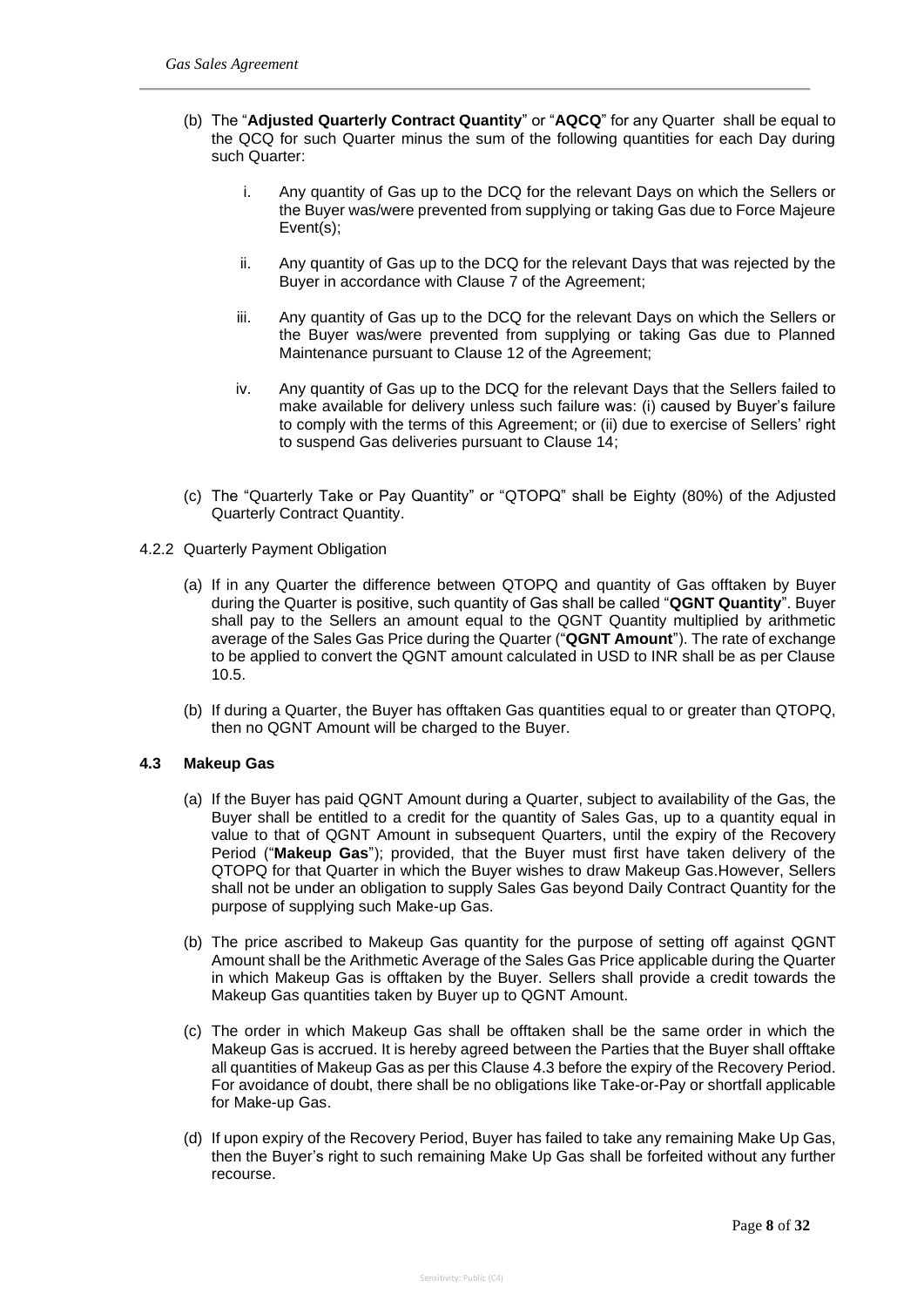(b) The "**Adjusted Quarterly Contract Quantity**" or "**AQCQ**" for any Quarter shall be equal to the QCQ for such Quarter minus the sum of the following quantities for each Day during such Quarter:

i. Any quantity of Gas up to the DCQ for the relevant Days on which the Sellers or the Buyer was/were prevented from supplying or taking Gas due to Force Majeure Event(s);

ii. Any quantity of Gas up to the DCQ for the relevant Days that was rejected by the Buyer in accordance with Clause 7 of the Agreement;

iii. Any quantity of Gas up to the DCQ for the relevant Days on which the Sellers or the Buyer was/were prevented from supplying or taking Gas due to Planned Maintenance pursuant to Clause 12 of the Agreement;

iv. Any quantity of Gas up to the DCQ for the relevant Days that the Sellers failed to make available for delivery unless such failure was: (i) caused by Buyer's failure to comply with the terms of this Agreement; or (ii) due to exercise of Sellers' right to suspend Gas deliveries pursuant to Clause 14;

(c) The "Quarterly Take or Pay Quantity" or "QTOPQ" shall be Eighty (80%) of the Adjusted Quarterly Contract Quantity.

4.2.2 Quarterly Payment Obligation

(a) If in any Quarter the difference between QTOPQ and quantity of Gas offtaken by Buyer during the Quarter is positive, such quantity of Gas shall be called "**QGNT Quantity**". Buyer shall pay to the Sellers an amount equal to the QGNT Quantity multiplied by arithmetic average of the Sales Gas Price during the Quarter ("**QGNT Amount**"). The rate of exchange to be applied to convert the QGNT amount calculated in USD to INR shall be as per Clause 10.5.

(b) If during a Quarter, the Buyer has offtaken Gas quantities equal to or greater than QTOPQ, then no QGNT Amount will be charged to the Buyer.

### 4.3 Makeup Gas

(a) If the Buyer has paid QGNT Amount during a Quarter, subject to availability of the Gas, the Buyer shall be entitled to a credit for the quantity of Sales Gas, up to a quantity equal in value to that of QGNT Amount in subsequent Quarters, until the expiry of the Recovery Period ("**Makeup Gas**"); provided, that the Buyer must first have taken delivery of the QTOPQ for that Quarter in which the Buyer wishes to draw Makeup Gas.However, Sellers shall not be under an obligation to supply Sales Gas beyond Daily Contract Quantity for the purpose of supplying such Make-up Gas.

(b) The price ascribed to Makeup Gas quantity for the purpose of setting off against QGNT Amount shall be the Arithmetic Average of the Sales Gas Price applicable during the Quarter in which Makeup Gas is offtaken by the Buyer. Sellers shall provide a credit towards the Makeup Gas quantities taken by Buyer up to QGNT Amount.

(c) The order in which Makeup Gas shall be offtaken shall be the same order in which the Makeup Gas is accrued. It is hereby agreed between the Parties that the Buyer shall offtake all quantities of Makeup Gas as per this Clause 4.3 before the expiry of the Recovery Period. For avoidance of doubt, there shall be no obligations like Take-or-Pay or shortfall applicable for Make-up Gas.

(d) If upon expiry of the Recovery Period, Buyer has failed to take any remaining Make Up Gas, then the Buyer's right to such remaining Make Up Gas shall be forfeited without any further recourse.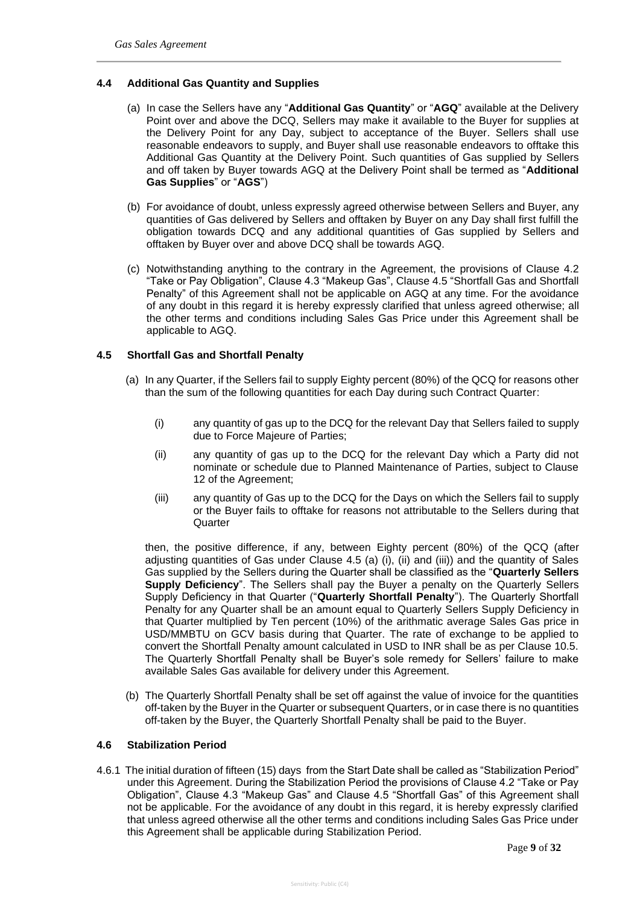### 4.4 Additional Gas Quantity and Supplies

(a) In case the Sellers have any "**Additional Gas Quantity**" or "**AGQ**" available at the Delivery Point over and above the DCQ, Sellers may make it available to the Buyer for supplies at the Delivery Point for any Day, subject to acceptance of the Buyer. Sellers shall use reasonable endeavors to supply, and Buyer shall use reasonable endeavors to offtake this Additional Gas Quantity at the Delivery Point. Such quantities of Gas supplied by Sellers and off taken by Buyer towards AGQ at the Delivery Point shall be termed as "**Additional Gas Supplies**" or "**AGS**")

(b) For avoidance of doubt, unless expressly agreed otherwise between Sellers and Buyer, any quantities of Gas delivered by Sellers and offtaken by Buyer on any Day shall first fulfill the obligation towards DCQ and any additional quantities of Gas supplied by Sellers and offtaken by Buyer over and above DCQ shall be towards AGQ.

(c) Notwithstanding anything to the contrary in the Agreement, the provisions of Clause 4.2 "Take or Pay Obligation", Clause 4.3 "Makeup Gas", Clause 4.5 "Shortfall Gas and Shortfall Penalty" of this Agreement shall not be applicable on AGQ at any time. For the avoidance of any doubt in this regard it is hereby expressly clarified that unless agreed otherwise; all the other terms and conditions including Sales Gas Price under this Agreement shall be applicable to AGQ.

### 4.5 Shortfall Gas and Shortfall Penalty

(a) In any Quarter, if the Sellers fail to supply Eighty percent (80%) of the QCQ for reasons other than the sum of the following quantities for each Day during such Contract Quarter:

(i) any quantity of gas up to the DCQ for the relevant Day that Sellers failed to supply due to Force Majeure of Parties;

(ii) any quantity of gas up to the DCQ for the relevant Day which a Party did not nominate or schedule due to Planned Maintenance of Parties, subject to Clause 12 of the Agreement;

(iii) any quantity of Gas up to the DCQ for the Days on which the Sellers fail to supply or the Buyer fails to offtake for reasons not attributable to the Sellers during that Quarter

then, the positive difference, if any, between Eighty percent (80%) of the QCQ (after adjusting quantities of Gas under Clause 4.5 (a) (i), (ii) and (iii)) and the quantity of Sales Gas supplied by the Sellers during the Quarter shall be classified as the "**Quarterly Sellers Supply Deficiency**". The Sellers shall pay the Buyer a penalty on the Quarterly Sellers Supply Deficiency in that Quarter ("**Quarterly Shortfall Penalty**"). The Quarterly Shortfall Penalty for any Quarter shall be an amount equal to Quarterly Sellers Supply Deficiency in that Quarter multiplied by Ten percent (10%) of the arithmatic average Sales Gas price in USD/MMBTU on GCV basis during that Quarter. The rate of exchange to be applied to convert the Shortfall Penalty amount calculated in USD to INR shall be as per Clause 10.5. The Quarterly Shortfall Penalty shall be Buyer's sole remedy for Sellers' failure to make available Sales Gas available for delivery under this Agreement.

(b) The Quarterly Shortfall Penalty shall be set off against the value of invoice for the quantities off-taken by the Buyer in the Quarter or subsequent Quarters, or in case there is no quantities off-taken by the Buyer, the Quarterly Shortfall Penalty shall be paid to the Buyer.

### 4.6 Stabilization Period

4.6.1 The initial duration of fifteen (15) days from the Start Date shall be called as "Stabilization Period" under this Agreement. During the Stabilization Period the provisions of Clause 4.2 "Take or Pay Obligation", Clause 4.3 "Makeup Gas" and Clause 4.5 "Shortfall Gas" of this Agreement shall not be applicable. For the avoidance of any doubt in this regard, it is hereby expressly clarified that unless agreed otherwise all the other terms and conditions including Sales Gas Price under this Agreement shall be applicable during Stabilization Period.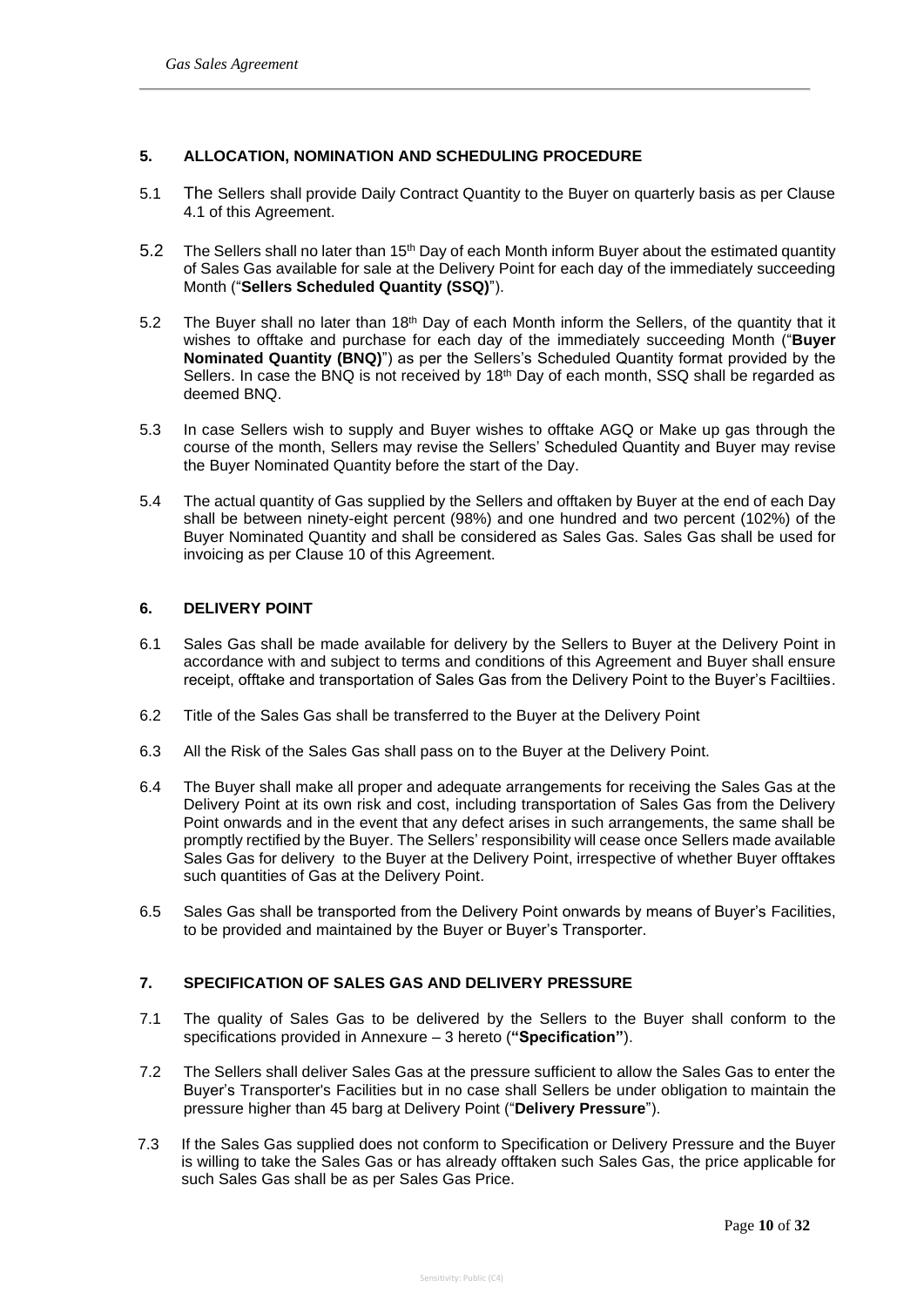## 5. ALLOCATION, NOMINATION AND SCHEDULING PROCEDURE

5.1 The Sellers shall provide Daily Contract Quantity to the Buyer on quarterly basis as per Clause 4.1 of this Agreement.

5.2 The Sellers shall no later than 15th Day of each Month inform Buyer about the estimated quantity of Sales Gas available for sale at the Delivery Point for each day of the immediately succeeding Month ("**Sellers Scheduled Quantity (SSQ)**").

5.2 The Buyer shall no later than 18th Day of each Month inform the Sellers, of the quantity that it wishes to offtake and purchase for each day of the immediately succeeding Month ("**Buyer Nominated Quantity (BNQ)**") as per the Sellers's Scheduled Quantity format provided by the Sellers. In case the BNQ is not received by 18th Day of each month, SSQ shall be regarded as deemed BNQ.

5.3 In case Sellers wish to supply and Buyer wishes to offtake AGQ or Make up gas through the course of the month, Sellers may revise the Sellers' Scheduled Quantity and Buyer may revise the Buyer Nominated Quantity before the start of the Day.

5.4 The actual quantity of Gas supplied by the Sellers and offtaken by Buyer at the end of each Day shall be between ninety-eight percent (98%) and one hundred and two percent (102%) of the Buyer Nominated Quantity and shall be considered as Sales Gas. Sales Gas shall be used for invoicing as per Clause 10 of this Agreement.

## 6. DELIVERY POINT

6.1 Sales Gas shall be made available for delivery by the Sellers to Buyer at the Delivery Point in accordance with and subject to terms and conditions of this Agreement and Buyer shall ensure receipt, offtake and transportation of Sales Gas from the Delivery Point to the Buyer's Faciltiies.

6.2 Title of the Sales Gas shall be transferred to the Buyer at the Delivery Point

6.3 All the Risk of the Sales Gas shall pass on to the Buyer at the Delivery Point.

6.4 The Buyer shall make all proper and adequate arrangements for receiving the Sales Gas at the Delivery Point at its own risk and cost, including transportation of Sales Gas from the Delivery Point onwards and in the event that any defect arises in such arrangements, the same shall be promptly rectified by the Buyer. The Sellers' responsibility will cease once Sellers made available Sales Gas for delivery to the Buyer at the Delivery Point, irrespective of whether Buyer offtakes such quantities of Gas at the Delivery Point.

6.5 Sales Gas shall be transported from the Delivery Point onwards by means of Buyer's Facilities, to be provided and maintained by the Buyer or Buyer's Transporter.

## 7. SPECIFICATION OF SALES GAS AND DELIVERY PRESSURE

7.1 The quality of Sales Gas to be delivered by the Sellers to the Buyer shall conform to the specifications provided in Annexure – 3 hereto (**"Specification"**).

7.2 The Sellers shall deliver Sales Gas at the pressure sufficient to allow the Sales Gas to enter the Buyer's Transporter's Facilities but in no case shall Sellers be under obligation to maintain the pressure higher than 45 barg at Delivery Point ("**Delivery Pressure**").

7.3 If the Sales Gas supplied does not conform to Specification or Delivery Pressure and the Buyer is willing to take the Sales Gas or has already offtaken such Sales Gas, the price applicable for such Sales Gas shall be as per Sales Gas Price.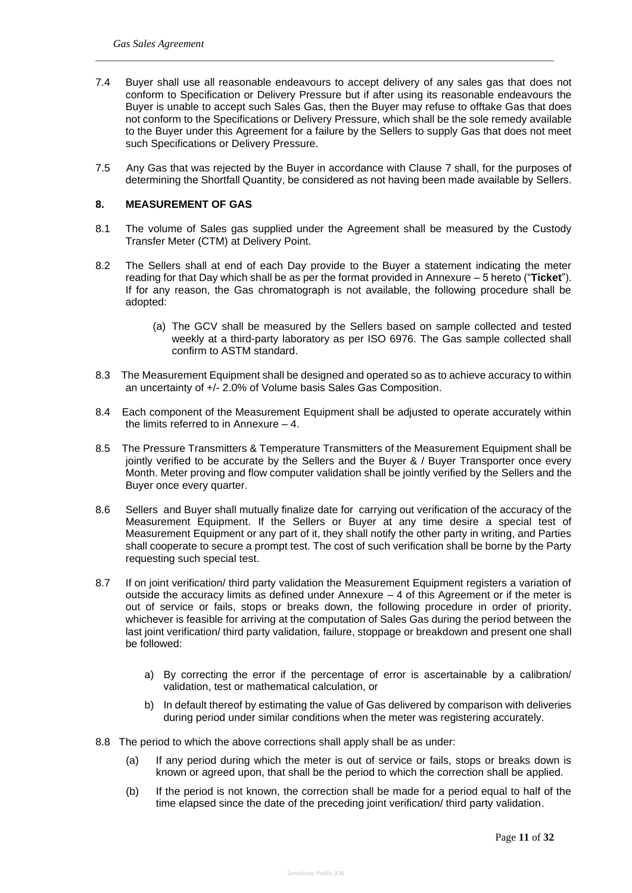7.4 Buyer shall use all reasonable endeavours to accept delivery of any sales gas that does not conform to Specification or Delivery Pressure but if after using its reasonable endeavours the Buyer is unable to accept such Sales Gas, then the Buyer may refuse to offtake Gas that does not conform to the Specifications or Delivery Pressure, which shall be the sole remedy available to the Buyer under this Agreement for a failure by the Sellers to supply Gas that does not meet such Specifications or Delivery Pressure.

7.5 Any Gas that was rejected by the Buyer in accordance with Clause 7 shall, for the purposes of determining the Shortfall Quantity, be considered as not having been made available by Sellers.

## 8. MEASUREMENT OF GAS

8.1 The volume of Sales gas supplied under the Agreement shall be measured by the Custody Transfer Meter (CTM) at Delivery Point.

8.2 The Sellers shall at end of each Day provide to the Buyer a statement indicating the meter reading for that Day which shall be as per the format provided in Annexure – 5 hereto ("**Ticket**"). If for any reason, the Gas chromatograph is not available, the following procedure shall be adopted:

(a) The GCV shall be measured by the Sellers based on sample collected and tested weekly at a third-party laboratory as per ISO 6976. The Gas sample collected shall confirm to ASTM standard.

8.3 The Measurement Equipment shall be designed and operated so as to achieve accuracy to within an uncertainty of +/- 2.0% of Volume basis Sales Gas Composition.

8.4 Each component of the Measurement Equipment shall be adjusted to operate accurately within the limits referred to in Annexure – 4.

8.5 The Pressure Transmitters & Temperature Transmitters of the Measurement Equipment shall be jointly verified to be accurate by the Sellers and the Buyer & / Buyer Transporter once every Month. Meter proving and flow computer validation shall be jointly verified by the Sellers and the Buyer once every quarter.

8.6 Sellers and Buyer shall mutually finalize date for carrying out verification of the accuracy of the Measurement Equipment. If the Sellers or Buyer at any time desire a special test of Measurement Equipment or any part of it, they shall notify the other party in writing, and Parties shall cooperate to secure a prompt test. The cost of such verification shall be borne by the Party requesting such special test.

8.7 If on joint verification/ third party validation the Measurement Equipment registers a variation of outside the accuracy limits as defined under Annexure – 4 of this Agreement or if the meter is out of service or fails, stops or breaks down, the following procedure in order of priority, whichever is feasible for arriving at the computation of Sales Gas during the period between the last joint verification/ third party validation, failure, stoppage or breakdown and present one shall be followed:

a) By correcting the error if the percentage of error is ascertainable by a calibration/ validation, test or mathematical calculation, or

b) In default thereof by estimating the value of Gas delivered by comparison with deliveries during period under similar conditions when the meter was registering accurately.

8.8 The period to which the above corrections shall apply shall be as under:

(a) If any period during which the meter is out of service or fails, stops or breaks down is known or agreed upon, that shall be the period to which the correction shall be applied.

(b) If the period is not known, the correction shall be made for a period equal to half of the time elapsed since the date of the preceding joint verification/ third party validation.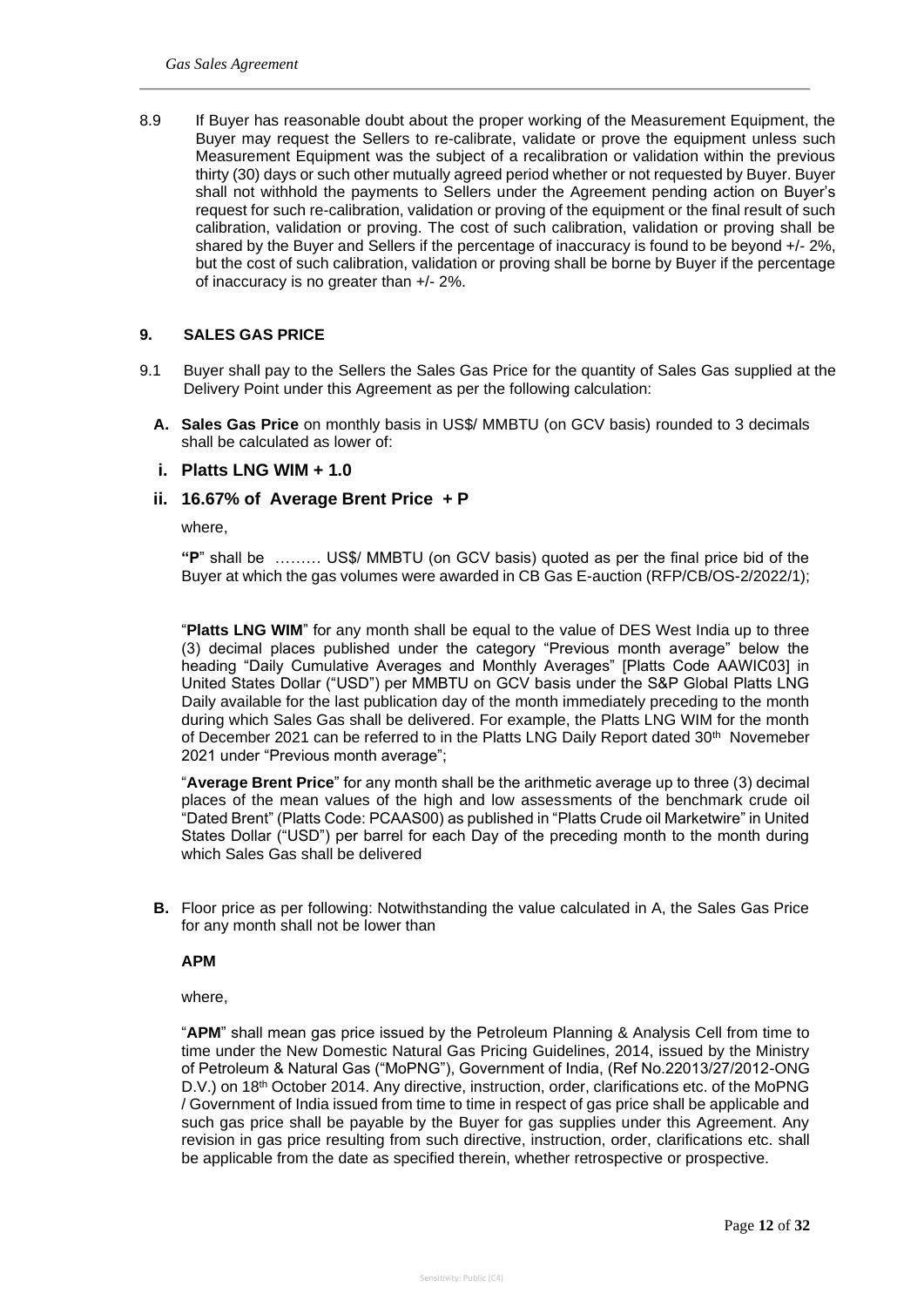8.9 If Buyer has reasonable doubt about the proper working of the Measurement Equipment, the Buyer may request the Sellers to re-calibrate, validate or prove the equipment unless such Measurement Equipment was the subject of a recalibration or validation within the previous thirty (30) days or such other mutually agreed period whether or not requested by Buyer. Buyer shall not withhold the payments to Sellers under the Agreement pending action on Buyer's request for such re-calibration, validation or proving of the equipment or the final result of such calibration, validation or proving. The cost of such calibration, validation or proving shall be shared by the Buyer and Sellers if the percentage of inaccuracy is found to be beyond +/- 2%, but the cost of such calibration, validation or proving shall be borne by Buyer if the percentage of inaccuracy is no greater than +/- 2%.

## 9. SALES GAS PRICE

9.1 Buyer shall pay to the Sellers the Sales Gas Price for the quantity of Sales Gas supplied at the Delivery Point under this Agreement as per the following calculation:

**A. Sales Gas Price** on monthly basis in US$/ MMBTU (on GCV basis) rounded to 3 decimals shall be calculated as lower of:

### i. Platts LNG WIM + 1.0

### ii. 16.67% of Average Brent Price + P

where,

**"P"** shall be ……… US$/ MMBTU (on GCV basis) quoted as per the final price bid of the Buyer at which the gas volumes were awarded in CB Gas E-auction (RFP/CB/OS-2/2022/1);

"**Platts LNG WIM**" for any month shall be equal to the value of DES West India up to three (3) decimal places published under the category "Previous month average" below the heading "Daily Cumulative Averages and Monthly Averages" [Platts Code AAWIC03] in United States Dollar ("USD") per MMBTU on GCV basis under the S&P Global Platts LNG Daily available for the last publication day of the month immediately preceding to the month during which Sales Gas shall be delivered. For example, the Platts LNG WIM for the month of December 2021 can be referred to in the Platts LNG Daily Report dated 30th Novemeber 2021 under "Previous month average";

"**Average Brent Price**" for any month shall be the arithmetic average up to three (3) decimal places of the mean values of the high and low assessments of the benchmark crude oil "Dated Brent" (Platts Code: PCAAS00) as published in "Platts Crude oil Marketwire" in United States Dollar ("USD") per barrel for each Day of the preceding month to the month during which Sales Gas shall be delivered

**B.** Floor price as per following: Notwithstanding the value calculated in A, the Sales Gas Price for any month shall not be lower than

**APM**

where,

"**APM**" shall mean gas price issued by the Petroleum Planning & Analysis Cell from time to time under the New Domestic Natural Gas Pricing Guidelines, 2014, issued by the Ministry of Petroleum & Natural Gas ("MoPNG"), Government of India, (Ref No.22013/27/2012-ONG D.V.) on 18th October 2014. Any directive, instruction, order, clarifications etc. of the MoPNG / Government of India issued from time to time in respect of gas price shall be applicable and such gas price shall be payable by the Buyer for gas supplies under this Agreement. Any revision in gas price resulting from such directive, instruction, order, clarifications etc. shall be applicable from the date as specified therein, whether retrospective or prospective.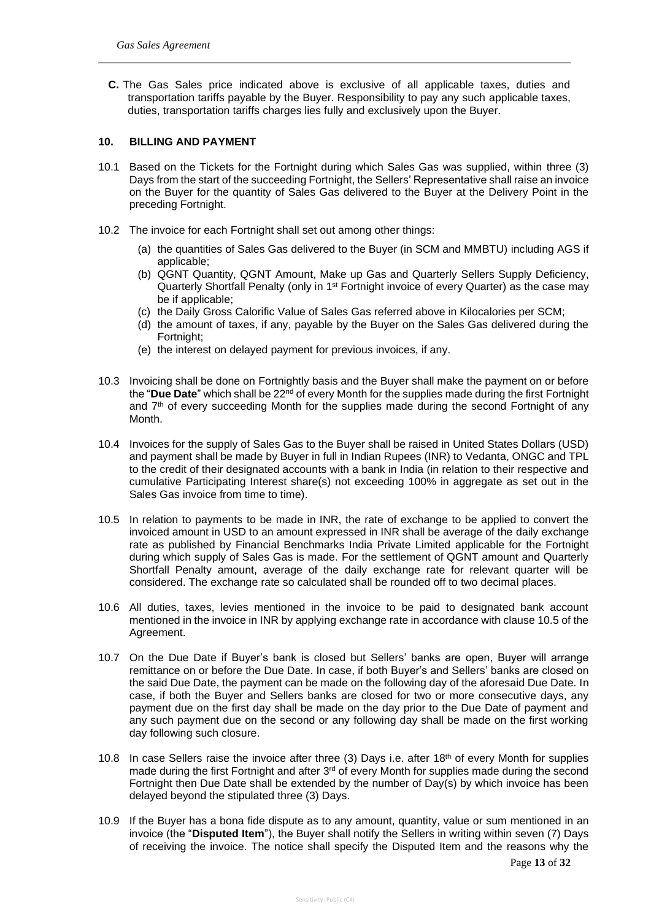**C.** The Gas Sales price indicated above is exclusive of all applicable taxes, duties and transportation tariffs payable by the Buyer. Responsibility to pay any such applicable taxes, duties, transportation tariffs charges lies fully and exclusively upon the Buyer.

## 10. BILLING AND PAYMENT

10.1 Based on the Tickets for the Fortnight during which Sales Gas was supplied, within three (3) Days from the start of the succeeding Fortnight, the Sellers' Representative shall raise an invoice on the Buyer for the quantity of Sales Gas delivered to the Buyer at the Delivery Point in the preceding Fortnight.

10.2 The invoice for each Fortnight shall set out among other things:

(a) the quantities of Sales Gas delivered to the Buyer (in SCM and MMBTU) including AGS if applicable;
(b) QGNT Quantity, QGNT Amount, Make up Gas and Quarterly Sellers Supply Deficiency, Quarterly Shortfall Penalty (only in 1st Fortnight invoice of every Quarter) as the case may be if applicable;
(c) the Daily Gross Calorific Value of Sales Gas referred above in Kilocalories per SCM;
(d) the amount of taxes, if any, payable by the Buyer on the Sales Gas delivered during the Fortnight;
(e) the interest on delayed payment for previous invoices, if any.

10.3 Invoicing shall be done on Fortnightly basis and the Buyer shall make the payment on or before the "**Due Date**" which shall be 22nd of every Month for the supplies made during the first Fortnight and 7th of every succeeding Month for the supplies made during the second Fortnight of any Month.

10.4 Invoices for the supply of Sales Gas to the Buyer shall be raised in United States Dollars (USD) and payment shall be made by Buyer in full in Indian Rupees (INR) to Vedanta, ONGC and TPL to the credit of their designated accounts with a bank in India (in relation to their respective and cumulative Participating Interest share(s) not exceeding 100% in aggregate as set out in the Sales Gas invoice from time to time).

10.5 In relation to payments to be made in INR, the rate of exchange to be applied to convert the invoiced amount in USD to an amount expressed in INR shall be average of the daily exchange rate as published by Financial Benchmarks India Private Limited applicable for the Fortnight during which supply of Sales Gas is made. For the settlement of QGNT amount and Quarterly Shortfall Penalty amount, average of the daily exchange rate for relevant quarter will be considered. The exchange rate so calculated shall be rounded off to two decimal places.

10.6 All duties, taxes, levies mentioned in the invoice to be paid to designated bank account mentioned in the invoice in INR by applying exchange rate in accordance with clause 10.5 of the Agreement.

10.7 On the Due Date if Buyer's bank is closed but Sellers' banks are open, Buyer will arrange remittance on or before the Due Date. In case, if both Buyer's and Sellers' banks are closed on the said Due Date, the payment can be made on the following day of the aforesaid Due Date. In case, if both the Buyer and Sellers banks are closed for two or more consecutive days, any payment due on the first day shall be made on the day prior to the Due Date of payment and any such payment due on the second or any following day shall be made on the first working day following such closure.

10.8 In case Sellers raise the invoice after three (3) Days i.e. after 18th of every Month for supplies made during the first Fortnight and after 3rd of every Month for supplies made during the second Fortnight then Due Date shall be extended by the number of Day(s) by which invoice has been delayed beyond the stipulated three (3) Days.

10.9 If the Buyer has a bona fide dispute as to any amount, quantity, value or sum mentioned in an invoice (the "**Disputed Item**"), the Buyer shall notify the Sellers in writing within seven (7) Days of receiving the invoice. The notice shall specify the Disputed Item and the reasons why the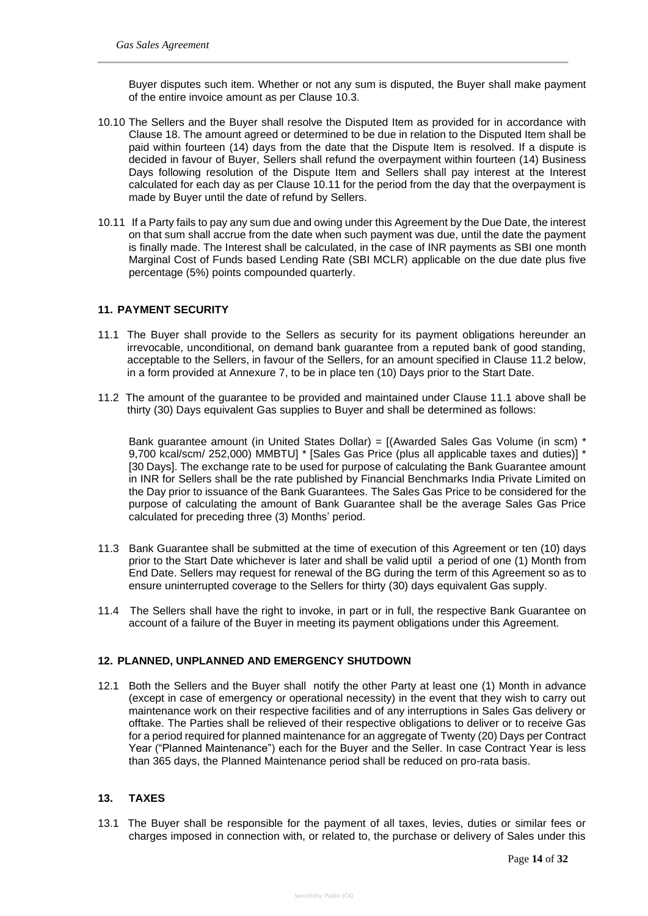Buyer disputes such item. Whether or not any sum is disputed, the Buyer shall make payment of the entire invoice amount as per Clause 10.3.

10.10 The Sellers and the Buyer shall resolve the Disputed Item as provided for in accordance with Clause 18. The amount agreed or determined to be due in relation to the Disputed Item shall be paid within fourteen (14) days from the date that the Dispute Item is resolved. If a dispute is decided in favour of Buyer, Sellers shall refund the overpayment within fourteen (14) Business Days following resolution of the Dispute Item and Sellers shall pay interest at the Interest calculated for each day as per Clause 10.11 for the period from the day that the overpayment is made by Buyer until the date of refund by Sellers.

10.11 If a Party fails to pay any sum due and owing under this Agreement by the Due Date, the interest on that sum shall accrue from the date when such payment was due, until the date the payment is finally made. The Interest shall be calculated, in the case of INR payments as SBI one month Marginal Cost of Funds based Lending Rate (SBI MCLR) applicable on the due date plus five percentage (5%) points compounded quarterly.

## 11. PAYMENT SECURITY

11.1 The Buyer shall provide to the Sellers as security for its payment obligations hereunder an irrevocable, unconditional, on demand bank guarantee from a reputed bank of good standing, acceptable to the Sellers, in favour of the Sellers, for an amount specified in Clause 11.2 below, in a form provided at Annexure 7, to be in place ten (10) Days prior to the Start Date.

11.2 The amount of the guarantee to be provided and maintained under Clause 11.1 above shall be thirty (30) Days equivalent Gas supplies to Buyer and shall be determined as follows:

Bank guarantee amount (in United States Dollar) = [(Awarded Sales Gas Volume (in scm) * 9,700 kcal/scm/ 252,000) MMBTU] * [Sales Gas Price (plus all applicable taxes and duties)] * [30 Days]. The exchange rate to be used for purpose of calculating the Bank Guarantee amount in INR for Sellers shall be the rate published by Financial Benchmarks India Private Limited on the Day prior to issuance of the Bank Guarantees. The Sales Gas Price to be considered for the purpose of calculating the amount of Bank Guarantee shall be the average Sales Gas Price calculated for preceding three (3) Months' period.

11.3 Bank Guarantee shall be submitted at the time of execution of this Agreement or ten (10) days prior to the Start Date whichever is later and shall be valid uptil a period of one (1) Month from End Date. Sellers may request for renewal of the BG during the term of this Agreement so as to ensure uninterrupted coverage to the Sellers for thirty (30) days equivalent Gas supply.

11.4 The Sellers shall have the right to invoke, in part or in full, the respective Bank Guarantee on account of a failure of the Buyer in meeting its payment obligations under this Agreement.

## 12. PLANNED, UNPLANNED AND EMERGENCY SHUTDOWN

12.1 Both the Sellers and the Buyer shall notify the other Party at least one (1) Month in advance (except in case of emergency or operational necessity) in the event that they wish to carry out maintenance work on their respective facilities and of any interruptions in Sales Gas delivery or offtake. The Parties shall be relieved of their respective obligations to deliver or to receive Gas for a period required for planned maintenance for an aggregate of Twenty (20) Days per Contract Year ("Planned Maintenance") each for the Buyer and the Seller. In case Contract Year is less than 365 days, the Planned Maintenance period shall be reduced on pro-rata basis.

## 13. TAXES

13.1 The Buyer shall be responsible for the payment of all taxes, levies, duties or similar fees or charges imposed in connection with, or related to, the purchase or delivery of Sales under this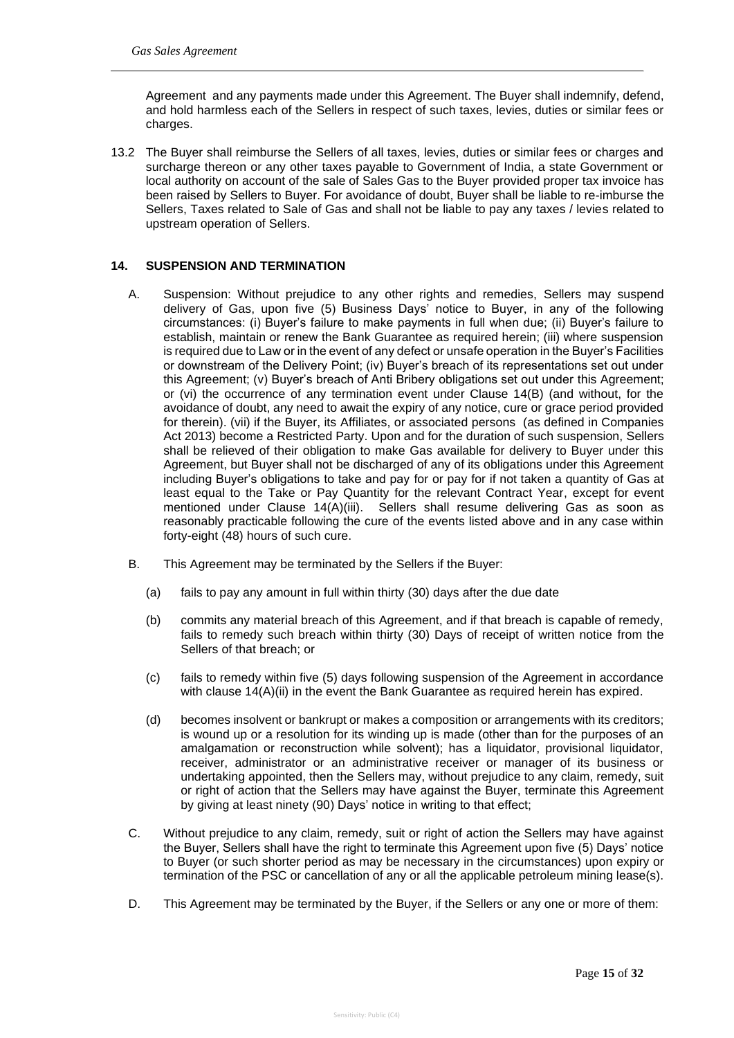Agreement and any payments made under this Agreement. The Buyer shall indemnify, defend, and hold harmless each of the Sellers in respect of such taxes, levies, duties or similar fees or charges.

13.2 The Buyer shall reimburse the Sellers of all taxes, levies, duties or similar fees or charges and surcharge thereon or any other taxes payable to Government of India, a state Government or local authority on account of the sale of Sales Gas to the Buyer provided proper tax invoice has been raised by Sellers to Buyer. For avoidance of doubt, Buyer shall be liable to re-imburse the Sellers, Taxes related to Sale of Gas and shall not be liable to pay any taxes / levies related to upstream operation of Sellers.

## 14. SUSPENSION AND TERMINATION

A. Suspension: Without prejudice to any other rights and remedies, Sellers may suspend delivery of Gas, upon five (5) Business Days' notice to Buyer, in any of the following circumstances: (i) Buyer's failure to make payments in full when due; (ii) Buyer's failure to establish, maintain or renew the Bank Guarantee as required herein; (iii) where suspension is required due to Law or in the event of any defect or unsafe operation in the Buyer's Facilities or downstream of the Delivery Point; (iv) Buyer's breach of its representations set out under this Agreement; (v) Buyer's breach of Anti Bribery obligations set out under this Agreement; or (vi) the occurrence of any termination event under Clause 14(B) (and without, for the avoidance of doubt, any need to await the expiry of any notice, cure or grace period provided for therein). (vii) if the Buyer, its Affiliates, or associated persons (as defined in Companies Act 2013) become a Restricted Party. Upon and for the duration of such suspension, Sellers shall be relieved of their obligation to make Gas available for delivery to Buyer under this Agreement, but Buyer shall not be discharged of any of its obligations under this Agreement including Buyer's obligations to take and pay for or pay for if not taken a quantity of Gas at least equal to the Take or Pay Quantity for the relevant Contract Year, except for event mentioned under Clause 14(A)(iii). Sellers shall resume delivering Gas as soon as reasonably practicable following the cure of the events listed above and in any case within forty-eight (48) hours of such cure.

B. This Agreement may be terminated by the Sellers if the Buyer:

   (a) fails to pay any amount in full within thirty (30) days after the due date

   (b) commits any material breach of this Agreement, and if that breach is capable of remedy, fails to remedy such breach within thirty (30) Days of receipt of written notice from the Sellers of that breach; or

   (c) fails to remedy within five (5) days following suspension of the Agreement in accordance with clause 14(A)(ii) in the event the Bank Guarantee as required herein has expired.

   (d) becomes insolvent or bankrupt or makes a composition or arrangements with its creditors; is wound up or a resolution for its winding up is made (other than for the purposes of an amalgamation or reconstruction while solvent); has a liquidator, provisional liquidator, receiver, administrator or an administrative receiver or manager of its business or undertaking appointed, then the Sellers may, without prejudice to any claim, remedy, suit or right of action that the Sellers may have against the Buyer, terminate this Agreement by giving at least ninety (90) Days' notice in writing to that effect;

C. Without prejudice to any claim, remedy, suit or right of action the Sellers may have against the Buyer, Sellers shall have the right to terminate this Agreement upon five (5) Days' notice to Buyer (or such shorter period as may be necessary in the circumstances) upon expiry or termination of the PSC or cancellation of any or all the applicable petroleum mining lease(s).

D. This Agreement may be terminated by the Buyer, if the Sellers or any one or more of them: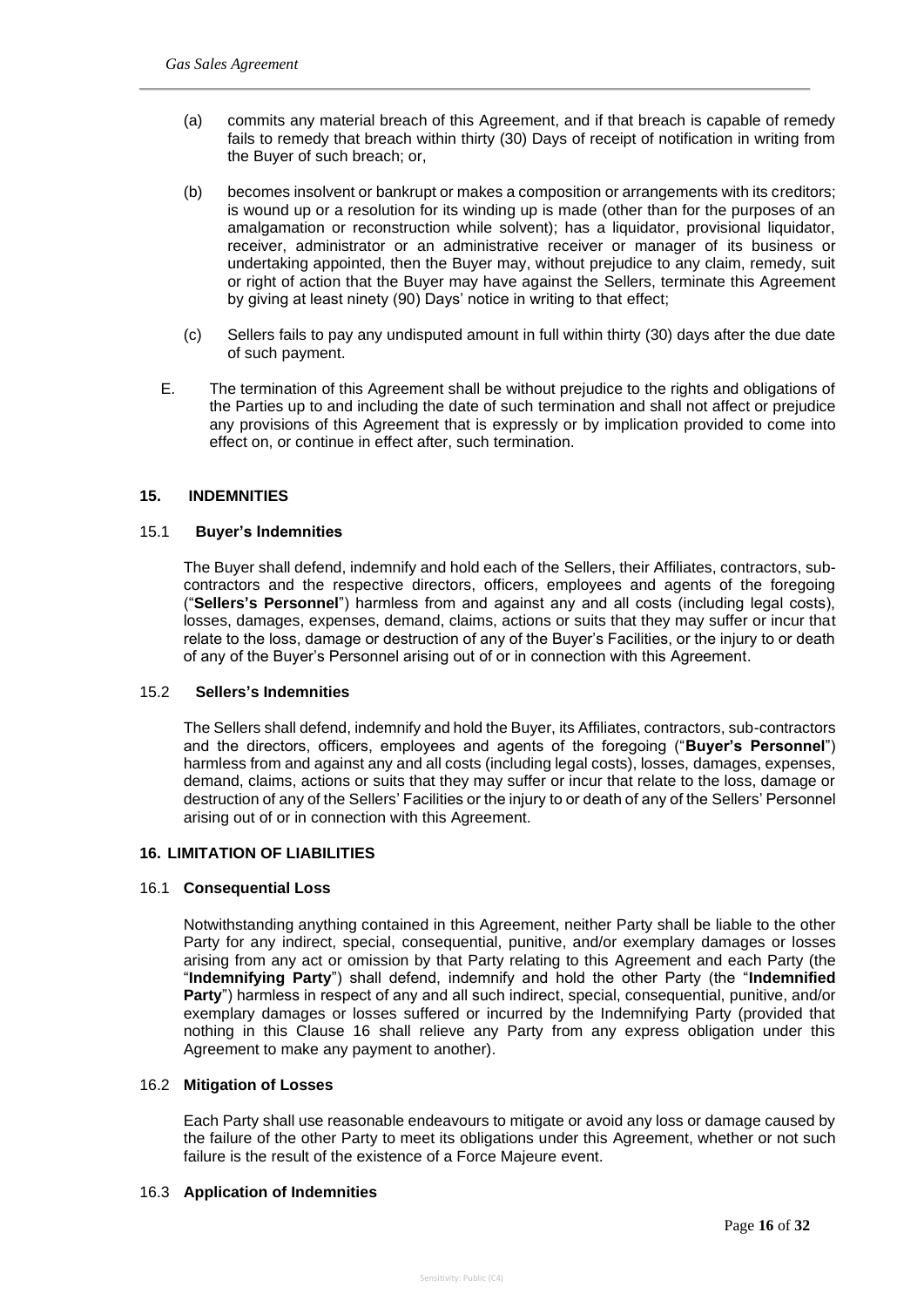(a) commits any material breach of this Agreement, and if that breach is capable of remedy fails to remedy that breach within thirty (30) Days of receipt of notification in writing from the Buyer of such breach; or,

(b) becomes insolvent or bankrupt or makes a composition or arrangements with its creditors; is wound up or a resolution for its winding up is made (other than for the purposes of an amalgamation or reconstruction while solvent); has a liquidator, provisional liquidator, receiver, administrator or an administrative receiver or manager of its business or undertaking appointed, then the Buyer may, without prejudice to any claim, remedy, suit or right of action that the Buyer may have against the Sellers, terminate this Agreement by giving at least ninety (90) Days' notice in writing to that effect;

(c) Sellers fails to pay any undisputed amount in full within thirty (30) days after the due date of such payment.

E. The termination of this Agreement shall be without prejudice to the rights and obligations of the Parties up to and including the date of such termination and shall not affect or prejudice any provisions of this Agreement that is expressly or by implication provided to come into effect on, or continue in effect after, such termination.

## 15. INDEMNITIES

### 15.1 Buyer's Indemnities

The Buyer shall defend, indemnify and hold each of the Sellers, their Affiliates, contractors, sub-contractors and the respective directors, officers, employees and agents of the foregoing ("**Sellers's Personnel**") harmless from and against any and all costs (including legal costs), losses, damages, expenses, demand, claims, actions or suits that they may suffer or incur that relate to the loss, damage or destruction of any of the Buyer's Facilities, or the injury to or death of any of the Buyer's Personnel arising out of or in connection with this Agreement.

### 15.2 Sellers's Indemnities

The Sellers shall defend, indemnify and hold the Buyer, its Affiliates, contractors, sub-contractors and the directors, officers, employees and agents of the foregoing ("**Buyer's Personnel**") harmless from and against any and all costs (including legal costs), losses, damages, expenses, demand, claims, actions or suits that they may suffer or incur that relate to the loss, damage or destruction of any of the Sellers' Facilities or the injury to or death of any of the Sellers' Personnel arising out of or in connection with this Agreement.

## 16. LIMITATION OF LIABILITIES

### 16.1 Consequential Loss

Notwithstanding anything contained in this Agreement, neither Party shall be liable to the other Party for any indirect, special, consequential, punitive, and/or exemplary damages or losses arising from any act or omission by that Party relating to this Agreement and each Party (the "**Indemnifying Party**") shall defend, indemnify and hold the other Party (the "**Indemnified Party**") harmless in respect of any and all such indirect, special, consequential, punitive, and/or exemplary damages or losses suffered or incurred by the Indemnifying Party (provided that nothing in this Clause 16 shall relieve any Party from any express obligation under this Agreement to make any payment to another).

### 16.2 Mitigation of Losses

Each Party shall use reasonable endeavours to mitigate or avoid any loss or damage caused by the failure of the other Party to meet its obligations under this Agreement, whether or not such failure is the result of the existence of a Force Majeure event.

### 16.3 Application of Indemnities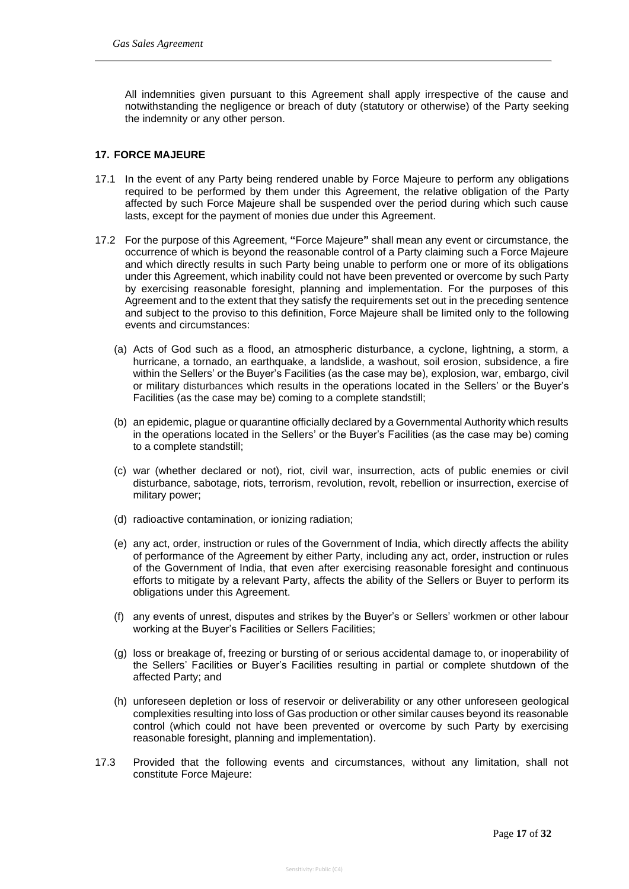All indemnities given pursuant to this Agreement shall apply irrespective of the cause and notwithstanding the negligence or breach of duty (statutory or otherwise) of the Party seeking the indemnity or any other person.

## 17. FORCE MAJEURE

17.1 In the event of any Party being rendered unable by Force Majeure to perform any obligations required to be performed by them under this Agreement, the relative obligation of the Party affected by such Force Majeure shall be suspended over the period during which such cause lasts, except for the payment of monies due under this Agreement.

17.2 For the purpose of this Agreement, **"**Force Majeure**"** shall mean any event or circumstance, the occurrence of which is beyond the reasonable control of a Party claiming such a Force Majeure and which directly results in such Party being unable to perform one or more of its obligations under this Agreement, which inability could not have been prevented or overcome by such Party by exercising reasonable foresight, planning and implementation. For the purposes of this Agreement and to the extent that they satisfy the requirements set out in the preceding sentence and subject to the proviso to this definition, Force Majeure shall be limited only to the following events and circumstances:

(a) Acts of God such as a flood, an atmospheric disturbance, a cyclone, lightning, a storm, a hurricane, a tornado, an earthquake, a landslide, a washout, soil erosion, subsidence, a fire within the Sellers' or the Buyer's Facilities (as the case may be), explosion, war, embargo, civil or military disturbances which results in the operations located in the Sellers' or the Buyer's Facilities (as the case may be) coming to a complete standstill;

(b) an epidemic, plague or quarantine officially declared by a Governmental Authority which results in the operations located in the Sellers' or the Buyer's Facilities (as the case may be) coming to a complete standstill;

(c) war (whether declared or not), riot, civil war, insurrection, acts of public enemies or civil disturbance, sabotage, riots, terrorism, revolution, revolt, rebellion or insurrection, exercise of military power;

(d) radioactive contamination, or ionizing radiation;

(e) any act, order, instruction or rules of the Government of India, which directly affects the ability of performance of the Agreement by either Party, including any act, order, instruction or rules of the Government of India, that even after exercising reasonable foresight and continuous efforts to mitigate by a relevant Party, affects the ability of the Sellers or Buyer to perform its obligations under this Agreement.

(f) any events of unrest, disputes and strikes by the Buyer's or Sellers' workmen or other labour working at the Buyer's Facilities or Sellers Facilities;

(g) loss or breakage of, freezing or bursting of or serious accidental damage to, or inoperability of the Sellers' Facilities or Buyer's Facilities resulting in partial or complete shutdown of the affected Party; and

(h) unforeseen depletion or loss of reservoir or deliverability or any other unforeseen geological complexities resulting into loss of Gas production or other similar causes beyond its reasonable control (which could not have been prevented or overcome by such Party by exercising reasonable foresight, planning and implementation).

17.3 Provided that the following events and circumstances, without any limitation, shall not constitute Force Majeure: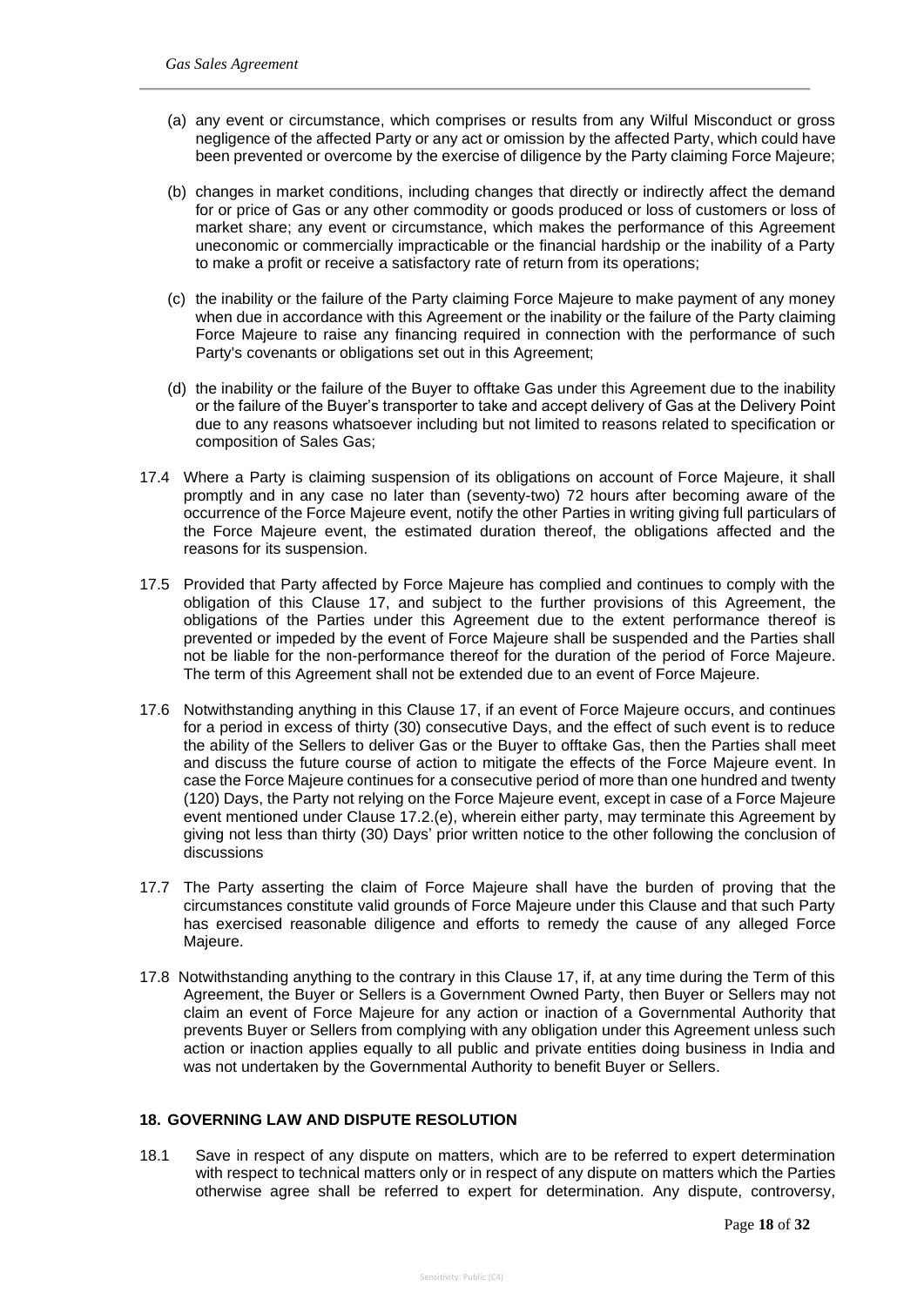(a) any event or circumstance, which comprises or results from any Wilful Misconduct or gross negligence of the affected Party or any act or omission by the affected Party, which could have been prevented or overcome by the exercise of diligence by the Party claiming Force Majeure;

(b) changes in market conditions, including changes that directly or indirectly affect the demand for or price of Gas or any other commodity or goods produced or loss of customers or loss of market share; any event or circumstance, which makes the performance of this Agreement uneconomic or commercially impracticable or the financial hardship or the inability of a Party to make a profit or receive a satisfactory rate of return from its operations;

(c) the inability or the failure of the Party claiming Force Majeure to make payment of any money when due in accordance with this Agreement or the inability or the failure of the Party claiming Force Majeure to raise any financing required in connection with the performance of such Party's covenants or obligations set out in this Agreement;

(d) the inability or the failure of the Buyer to offtake Gas under this Agreement due to the inability or the failure of the Buyer's transporter to take and accept delivery of Gas at the Delivery Point due to any reasons whatsoever including but not limited to reasons related to specification or composition of Sales Gas;

17.4 Where a Party is claiming suspension of its obligations on account of Force Majeure, it shall promptly and in any case no later than (seventy-two) 72 hours after becoming aware of the occurrence of the Force Majeure event, notify the other Parties in writing giving full particulars of the Force Majeure event, the estimated duration thereof, the obligations affected and the reasons for its suspension.

17.5 Provided that Party affected by Force Majeure has complied and continues to comply with the obligation of this Clause 17, and subject to the further provisions of this Agreement, the obligations of the Parties under this Agreement due to the extent performance thereof is prevented or impeded by the event of Force Majeure shall be suspended and the Parties shall not be liable for the non-performance thereof for the duration of the period of Force Majeure. The term of this Agreement shall not be extended due to an event of Force Majeure.

17.6 Notwithstanding anything in this Clause 17, if an event of Force Majeure occurs, and continues for a period in excess of thirty (30) consecutive Days, and the effect of such event is to reduce the ability of the Sellers to deliver Gas or the Buyer to offtake Gas, then the Parties shall meet and discuss the future course of action to mitigate the effects of the Force Majeure event. In case the Force Majeure continues for a consecutive period of more than one hundred and twenty (120) Days, the Party not relying on the Force Majeure event, except in case of a Force Majeure event mentioned under Clause 17.2.(e), wherein either party, may terminate this Agreement by giving not less than thirty (30) Days' prior written notice to the other following the conclusion of discussions

17.7 The Party asserting the claim of Force Majeure shall have the burden of proving that the circumstances constitute valid grounds of Force Majeure under this Clause and that such Party has exercised reasonable diligence and efforts to remedy the cause of any alleged Force Majeure.

17.8 Notwithstanding anything to the contrary in this Clause 17, if, at any time during the Term of this Agreement, the Buyer or Sellers is a Government Owned Party, then Buyer or Sellers may not claim an event of Force Majeure for any action or inaction of a Governmental Authority that prevents Buyer or Sellers from complying with any obligation under this Agreement unless such action or inaction applies equally to all public and private entities doing business in India and was not undertaken by the Governmental Authority to benefit Buyer or Sellers.

## 18. GOVERNING LAW AND DISPUTE RESOLUTION

18.1 Save in respect of any dispute on matters, which are to be referred to expert determination with respect to technical matters only or in respect of any dispute on matters which the Parties otherwise agree shall be referred to expert for determination. Any dispute, controversy,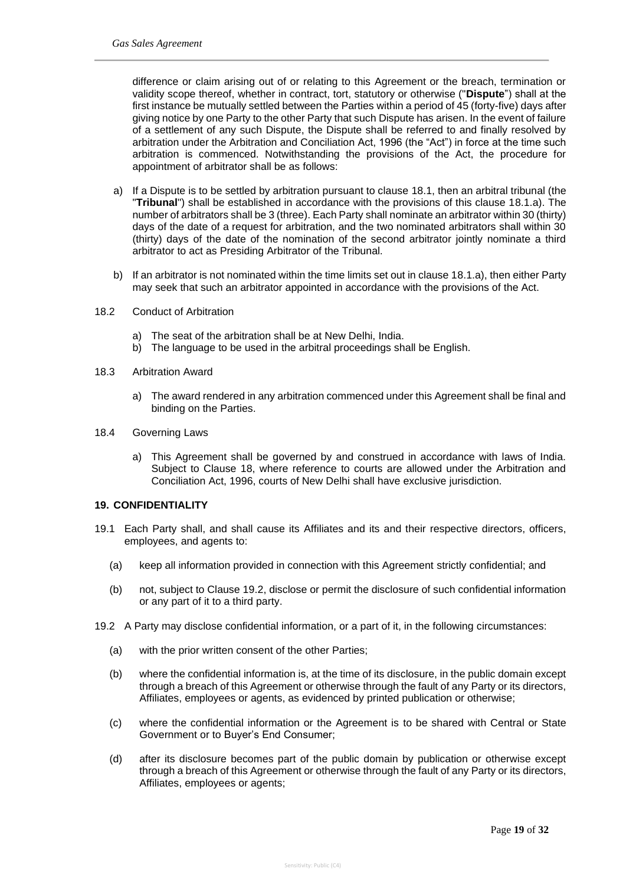difference or claim arising out of or relating to this Agreement or the breach, termination or validity scope thereof, whether in contract, tort, statutory or otherwise ("**Dispute**") shall at the first instance be mutually settled between the Parties within a period of 45 (forty-five) days after giving notice by one Party to the other Party that such Dispute has arisen. In the event of failure of a settlement of any such Dispute, the Dispute shall be referred to and finally resolved by arbitration under the Arbitration and Conciliation Act, 1996 (the "Act") in force at the time such arbitration is commenced. Notwithstanding the provisions of the Act, the procedure for appointment of arbitrator shall be as follows:

a) If a Dispute is to be settled by arbitration pursuant to clause 18.1, then an arbitral tribunal (the "**Tribunal**") shall be established in accordance with the provisions of this clause 18.1.a). The number of arbitrators shall be 3 (three). Each Party shall nominate an arbitrator within 30 (thirty) days of the date of a request for arbitration, and the two nominated arbitrators shall within 30 (thirty) days of the date of the nomination of the second arbitrator jointly nominate a third arbitrator to act as Presiding Arbitrator of the Tribunal.

b) If an arbitrator is not nominated within the time limits set out in clause 18.1.a), then either Party may seek that such an arbitrator appointed in accordance with the provisions of the Act.

18.2 Conduct of Arbitration

a) The seat of the arbitration shall be at New Delhi, India.
b) The language to be used in the arbitral proceedings shall be English.

18.3 Arbitration Award

a) The award rendered in any arbitration commenced under this Agreement shall be final and binding on the Parties.

18.4 Governing Laws

a) This Agreement shall be governed by and construed in accordance with laws of India. Subject to Clause 18, where reference to courts are allowed under the Arbitration and Conciliation Act, 1996, courts of New Delhi shall have exclusive jurisdiction.

## 19. CONFIDENTIALITY

19.1 Each Party shall, and shall cause its Affiliates and its and their respective directors, officers, employees, and agents to:

(a) keep all information provided in connection with this Agreement strictly confidential; and

(b) not, subject to Clause 19.2, disclose or permit the disclosure of such confidential information or any part of it to a third party.

19.2 A Party may disclose confidential information, or a part of it, in the following circumstances:

(a) with the prior written consent of the other Parties;

(b) where the confidential information is, at the time of its disclosure, in the public domain except through a breach of this Agreement or otherwise through the fault of any Party or its directors, Affiliates, employees or agents, as evidenced by printed publication or otherwise;

(c) where the confidential information or the Agreement is to be shared with Central or State Government or to Buyer's End Consumer;

(d) after its disclosure becomes part of the public domain by publication or otherwise except through a breach of this Agreement or otherwise through the fault of any Party or its directors, Affiliates, employees or agents;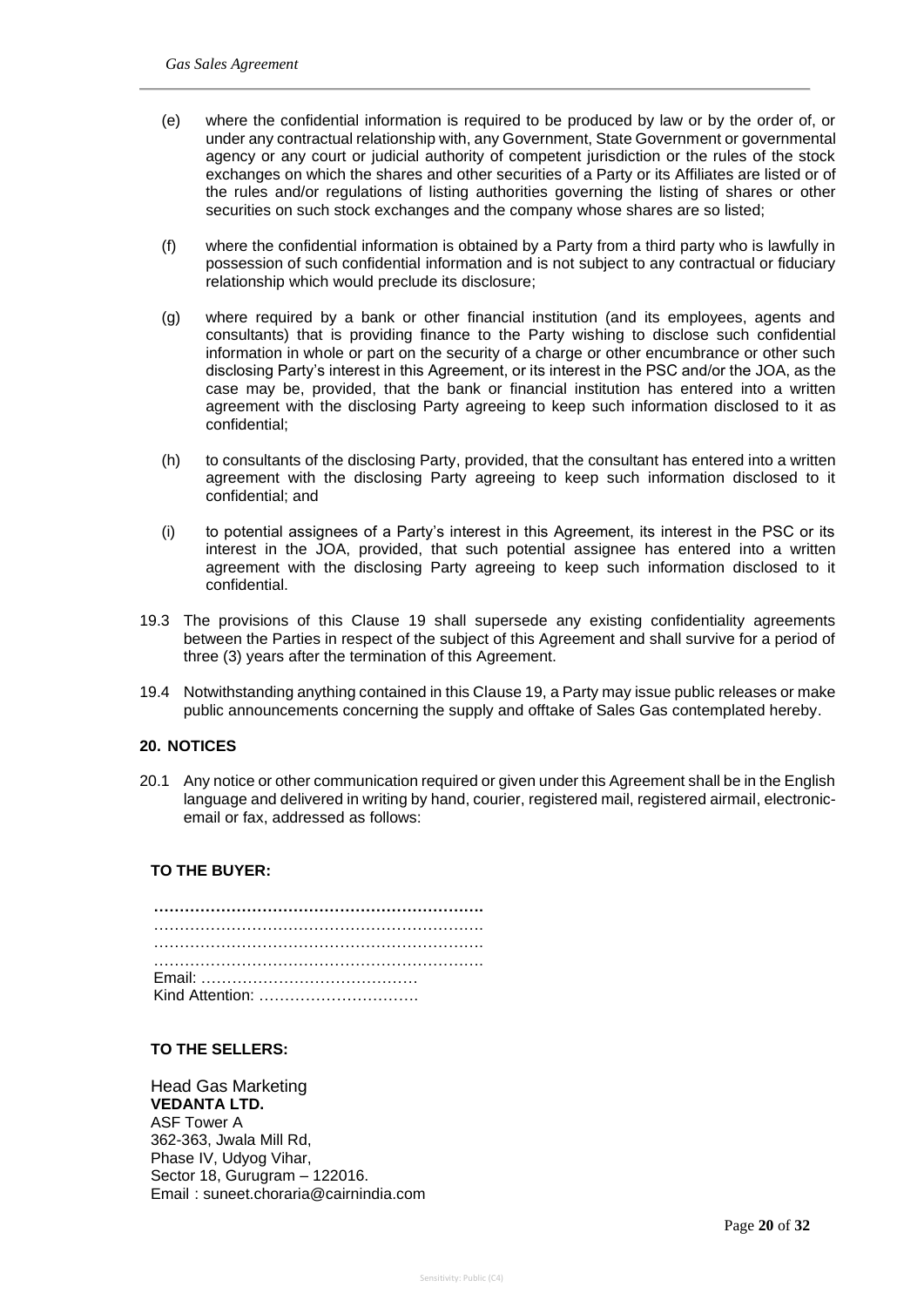(e) where the confidential information is required to be produced by law or by the order of, or under any contractual relationship with, any Government, State Government or governmental agency or any court or judicial authority of competent jurisdiction or the rules of the stock exchanges on which the shares and other securities of a Party or its Affiliates are listed or of the rules and/or regulations of listing authorities governing the listing of shares or other securities on such stock exchanges and the company whose shares are so listed;

(f) where the confidential information is obtained by a Party from a third party who is lawfully in possession of such confidential information and is not subject to any contractual or fiduciary relationship which would preclude its disclosure;

(g) where required by a bank or other financial institution (and its employees, agents and consultants) that is providing finance to the Party wishing to disclose such confidential information in whole or part on the security of a charge or other encumbrance or other such disclosing Party's interest in this Agreement, or its interest in the PSC and/or the JOA, as the case may be, provided, that the bank or financial institution has entered into a written agreement with the disclosing Party agreeing to keep such information disclosed to it as confidential;

(h) to consultants of the disclosing Party, provided, that the consultant has entered into a written agreement with the disclosing Party agreeing to keep such information disclosed to it confidential; and

(i) to potential assignees of a Party's interest in this Agreement, its interest in the PSC or its interest in the JOA, provided, that such potential assignee has entered into a written agreement with the disclosing Party agreeing to keep such information disclosed to it confidential.

19.3 The provisions of this Clause 19 shall supersede any existing confidentiality agreements between the Parties in respect of the subject of this Agreement and shall survive for a period of three (3) years after the termination of this Agreement.

19.4 Notwithstanding anything contained in this Clause 19, a Party may issue public releases or make public announcements concerning the supply and offtake of Sales Gas contemplated hereby.

## 20. NOTICES

20.1 Any notice or other communication required or given under this Agreement shall be in the English language and delivered in writing by hand, courier, registered mail, registered airmail, electronic-email or fax, addressed as follows:

**TO THE BUYER:**

**……………………………………………………….**
……………………………………………………….
……………………………………………………….
……………………………………………………….
Email: ……………………………………
Kind Attention: ………………………….

**TO THE SELLERS:**

Head Gas Marketing
**VEDANTA LTD.**
ASF Tower A
362-363, Jwala Mill Rd,
Phase IV, Udyog Vihar,
Sector 18, Gurugram – 122016.
Email : suneet.choraria@cairnindia.com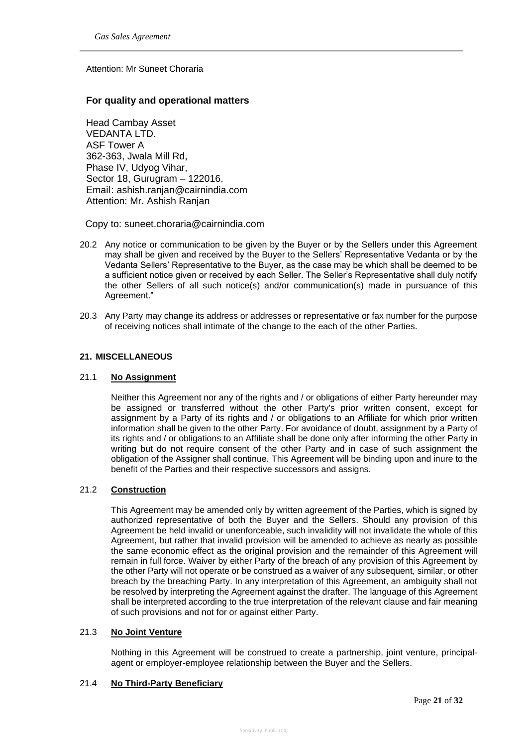Attention: Mr Suneet Choraria

### For quality and operational matters

Head Cambay Asset
VEDANTA LTD.
ASF Tower A
362-363, Jwala Mill Rd,
Phase IV, Udyog Vihar,
Sector 18, Gurugram – 122016.
Email: ashish.ranjan@cairnindia.com
Attention: Mr. Ashish Ranjan

Copy to: suneet.choraria@cairnindia.com

20.2 Any notice or communication to be given by the Buyer or by the Sellers under this Agreement may shall be given and received by the Buyer to the Sellers' Representative Vedanta or by the Vedanta Sellers' Representative to the Buyer, as the case may be which shall be deemed to be a sufficient notice given or received by each Seller. The Seller's Representative shall duly notify the other Sellers of all such notice(s) and/or communication(s) made in pursuance of this Agreement."

20.3 Any Party may change its address or addresses or representative or fax number for the purpose of receiving notices shall intimate of the change to the each of the other Parties.

## 21. MISCELLANEOUS

### 21.1 No Assignment

Neither this Agreement nor any of the rights and / or obligations of either Party hereunder may be assigned or transferred without the other Party's prior written consent, except for assignment by a Party of its rights and / or obligations to an Affiliate for which prior written information shall be given to the other Party. For avoidance of doubt, assignment by a Party of its rights and / or obligations to an Affiliate shall be done only after informing the other Party in writing but do not require consent of the other Party and in case of such assignment the obligation of the Assigner shall continue. This Agreement will be binding upon and inure to the benefit of the Parties and their respective successors and assigns.

### 21.2 Construction

This Agreement may be amended only by written agreement of the Parties, which is signed by authorized representative of both the Buyer and the Sellers. Should any provision of this Agreement be held invalid or unenforceable, such invalidity will not invalidate the whole of this Agreement, but rather that invalid provision will be amended to achieve as nearly as possible the same economic effect as the original provision and the remainder of this Agreement will remain in full force. Waiver by either Party of the breach of any provision of this Agreement by the other Party will not operate or be construed as a waiver of any subsequent, similar, or other breach by the breaching Party. In any interpretation of this Agreement, an ambiguity shall not be resolved by interpreting the Agreement against the drafter. The language of this Agreement shall be interpreted according to the true interpretation of the relevant clause and fair meaning of such provisions and not for or against either Party.

### 21.3 No Joint Venture

Nothing in this Agreement will be construed to create a partnership, joint venture, principal-agent or employer-employee relationship between the Buyer and the Sellers.

### 21.4 No Third-Party Beneficiary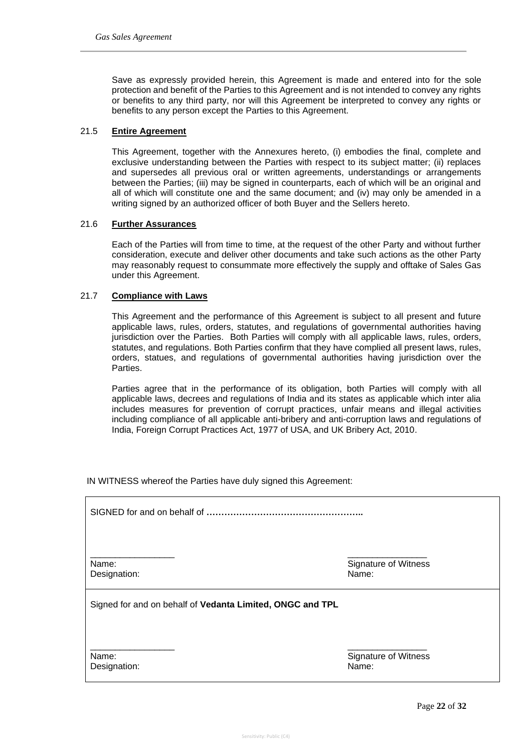Save as expressly provided herein, this Agreement is made and entered into for the sole protection and benefit of the Parties to this Agreement and is not intended to convey any rights or benefits to any third party, nor will this Agreement be interpreted to convey any rights or benefits to any person except the Parties to this Agreement.

### 21.5 **Entire Agreement**

This Agreement, together with the Annexures hereto, (i) embodies the final, complete and exclusive understanding between the Parties with respect to its subject matter; (ii) replaces and supersedes all previous oral or written agreements, understandings or arrangements between the Parties; (iii) may be signed in counterparts, each of which will be an original and all of which will constitute one and the same document; and (iv) may only be amended in a writing signed by an authorized officer of both Buyer and the Sellers hereto.

### 21.6 **Further Assurances**

Each of the Parties will from time to time, at the request of the other Party and without further consideration, execute and deliver other documents and take such actions as the other Party may reasonably request to consummate more effectively the supply and offtake of Sales Gas under this Agreement.

### 21.7 **Compliance with Laws**

This Agreement and the performance of this Agreement is subject to all present and future applicable laws, rules, orders, statutes, and regulations of governmental authorities having jurisdiction over the Parties. Both Parties will comply with all applicable laws, rules, orders, statutes, and regulations. Both Parties confirm that they have complied all present laws, rules, orders, statues, and regulations of governmental authorities having jurisdiction over the Parties.

Parties agree that in the performance of its obligation, both Parties will comply with all applicable laws, decrees and regulations of India and its states as applicable which inter alia includes measures for prevention of corrupt practices, unfair means and illegal activities including compliance of all applicable anti-bribery and anti-corruption laws and regulations of India, Foreign Corrupt Practices Act, 1977 of USA, and UK Bribery Act, 2010.

IN WITNESS whereof the Parties have duly signed this Agreement:

| SIGNED for and on behalf of **……………………………………………..** | |
|---|---|
| _________________<br>Name:<br>Designation: | _________________<br>Signature of Witness<br>Name: |
| Signed for and on behalf of **Vedanta Limited, ONGC and TPL** | |
| _________________<br>Name:<br>Designation: | _________________<br>Signature of Witness<br>Name: |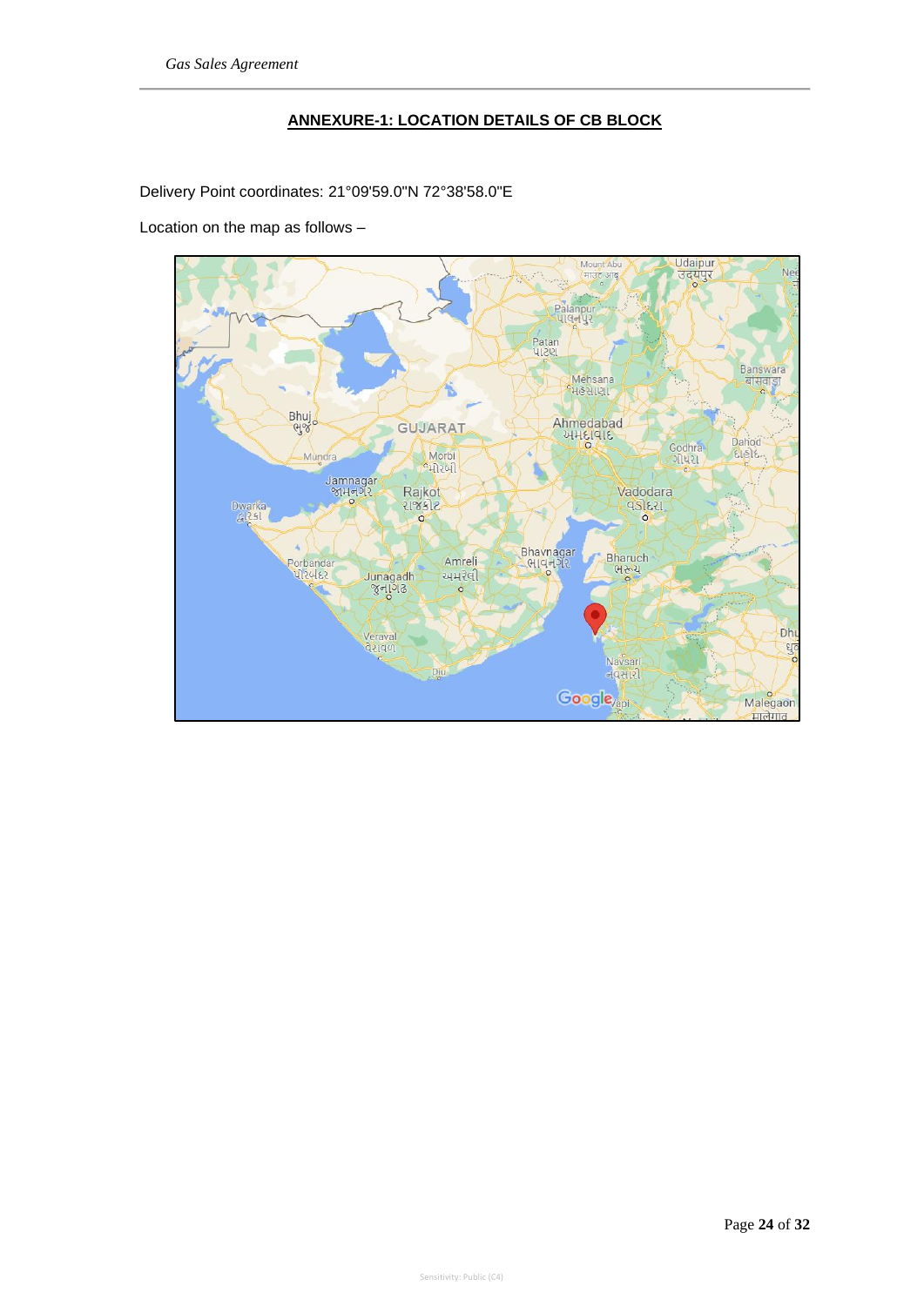## ANNEXURE-1: LOCATION DETAILS OF CB BLOCK

Delivery Point coordinates: 21°09'59.0"N 72°38'58.0"E

Location on the map as follows –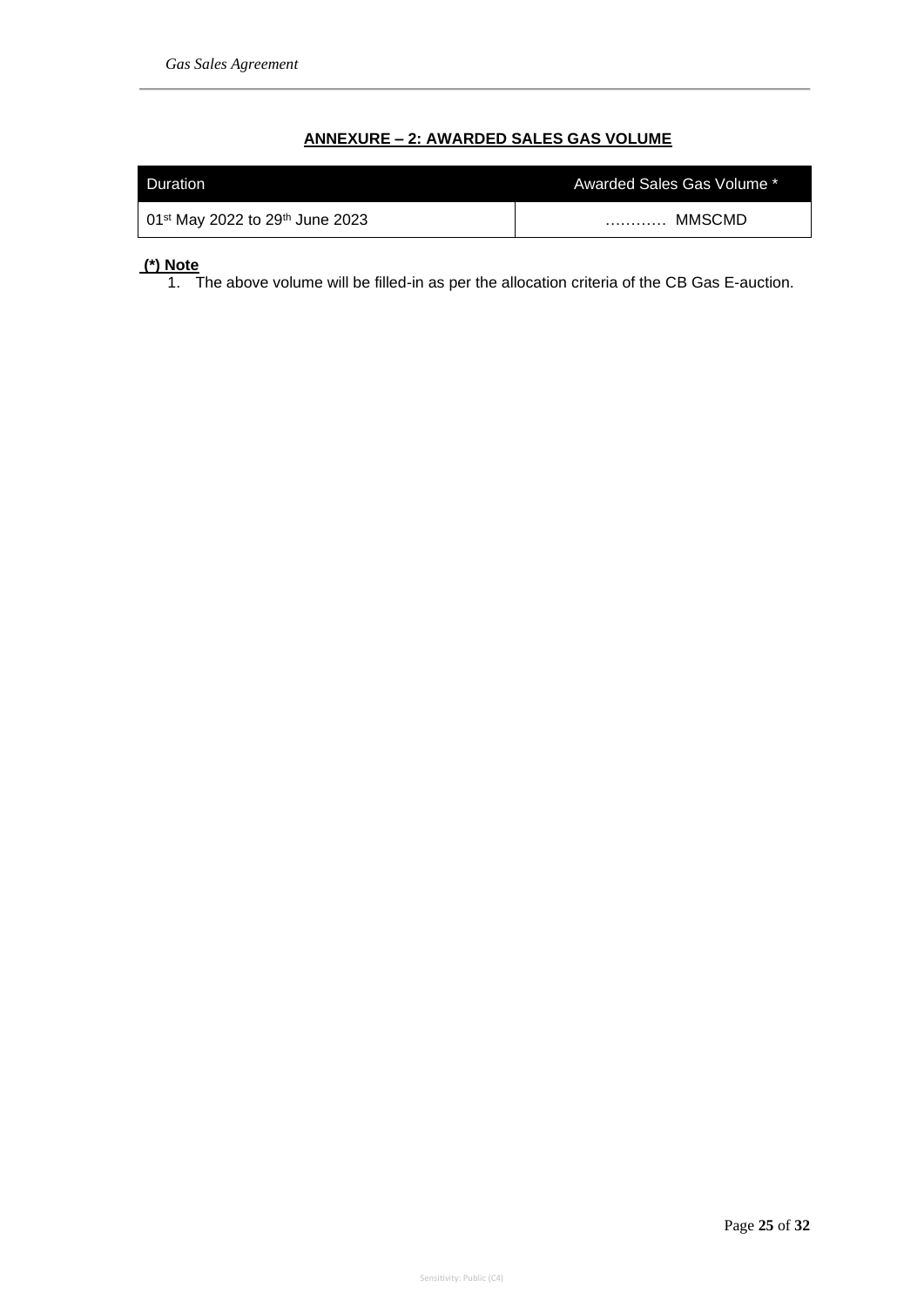## ANNEXURE – 2: AWARDED SALES GAS VOLUME

| Duration | Awarded Sales Gas Volume * |
|---|---|
| 01st May 2022 to 29th June 2023 | ………… MMSCMD |

**(*) Note**

1. The above volume will be filled-in as per the allocation criteria of the CB Gas E-auction.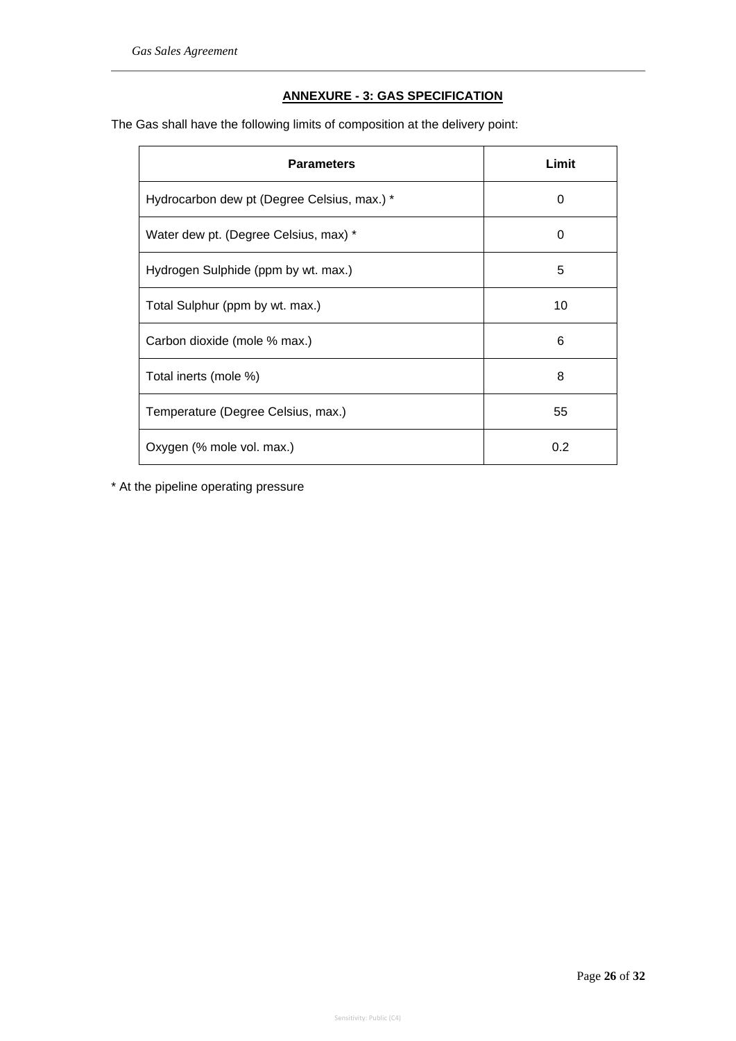## ANNEXURE - 3: GAS SPECIFICATION

The Gas shall have the following limits of composition at the delivery point:

| Parameters | Limit |
|---|---|
| Hydrocarbon dew pt (Degree Celsius, max.) * | 0 |
| Water dew pt. (Degree Celsius, max) * | 0 |
| Hydrogen Sulphide (ppm by wt. max.) | 5 |
| Total Sulphur (ppm by wt. max.) | 10 |
| Carbon dioxide (mole % max.) | 6 |
| Total inerts (mole %) | 8 |
| Temperature (Degree Celsius, max.) | 55 |
| Oxygen (% mole vol. max.) | 0.2 |

* At the pipeline operating pressure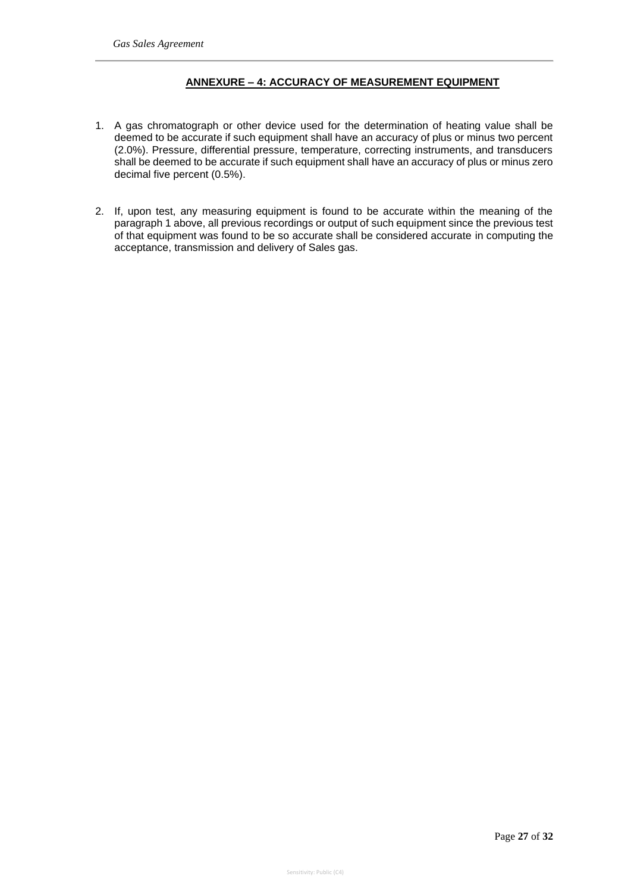## ANNEXURE – 4: ACCURACY OF MEASUREMENT EQUIPMENT

1. A gas chromatograph or other device used for the determination of heating value shall be deemed to be accurate if such equipment shall have an accuracy of plus or minus two percent (2.0%). Pressure, differential pressure, temperature, correcting instruments, and transducers shall be deemed to be accurate if such equipment shall have an accuracy of plus or minus zero decimal five percent (0.5%).

2. If, upon test, any measuring equipment is found to be accurate within the meaning of the paragraph 1 above, all previous recordings or output of such equipment since the previous test of that equipment was found to be so accurate shall be considered accurate in computing the acceptance, transmission and delivery of Sales gas.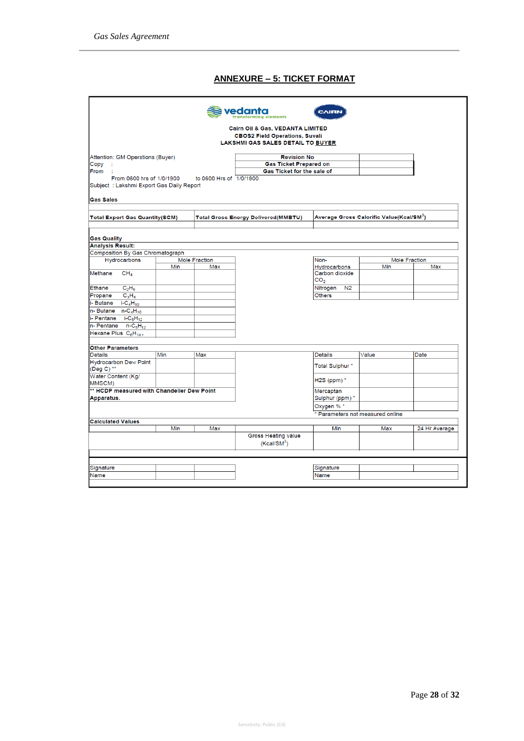# ANNEXURE – 5: TICKET FORMAT

**Cairn Oil & Gas, VEDANTA LIMITED**
**CBOS2 Field Operations, Suvali**
**LAKSHMI GAS SALES DETAIL TO BUYER**

Attention: GM Operations (Buyer)
Copy :
From :

| Revision No | |
|---|---|
| Gas Ticket Prepared on | |
| Gas Ticket for the sale of | |

From 0600 hrs of 1/0/1900 to 0600 Hrs of 1/0/1900

Subject : Lakshmi Export Gas Daily Report

**Gas Sales**

| Total Export Gas Quantity(SCM) | Total Gross Energy Delivered(MMBTU) | Average Gross Calorific Value(Kcal/SM$^3$) |
|---|---|---|
| | | |

**Gas Quality**

**Analysis Result:**

Composition By Gas Chromatograph

| Hydrocarbons | Mole Fraction Min | Mole Fraction Max |
|---|---|---|
| Methane $CH_4$ | | |
| Ethane $C_2H_6$ | | |
| Propane $C_3H_8$ | | |
| i- Butane i-$C_4H_{10}$ | | |
| n- Butane n-$C_4H_{10}$ | | |
| i- Pentane i-$C_5H_{12}$ | | |
| n- Pentane n-$C_5H_{12}$ | | |
| Hexane Plus $C_6H_{14+}$ | | |

| Non-Hydrocarbons | Mole Fraction Min | Mole Fraction Max |
|---|---|---|
| Carbon dioxide $CO_2$ | | |
| Nitrogen N2 | | |
| Others | | |

**Other Parameters**

| Details | Min | Max |
|---|---|---|
| Hydrocarbon Dew Point (Deg C) ** | | |
| Water Content (Kg/ MMSCM) | | |

** **HCDP measured with Chandelier Dew Point Apparatus.**

| Details | Value | Date |
|---|---|---|
| Total Sulphur * | | |
| H2S (ppm) * | | |
| Mercaptan Sulphur (ppm) * | | |
| Oxygen % * | | |

* Parameters not measured online

**Calculated Values**

| | Min | Max | | Min | Max | 24 Hr Average |
|---|---|---|---|---|---|---|
| | | | Gross Heating value (Kcal/SM$^3$) | | | |

| Signature | | |
|---|---|---|
| Name | | |

| Signature | | |
|---|---|---|
| Name | | |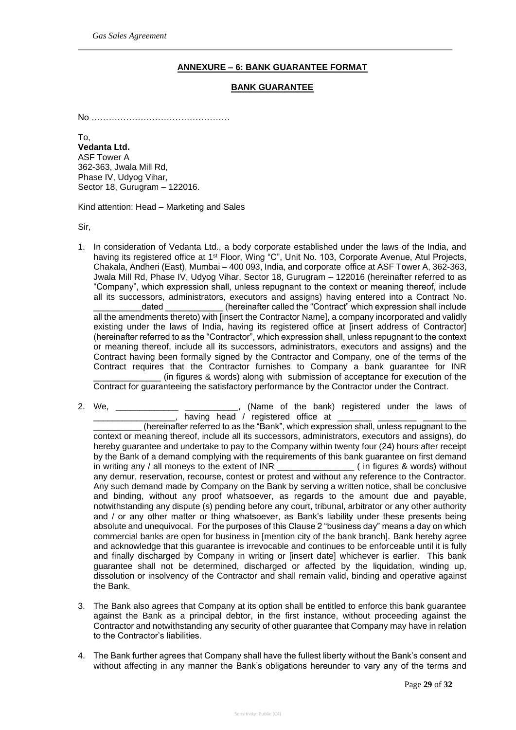## ANNEXURE – 6: BANK GUARANTEE FORMAT

## BANK GUARANTEE

No …………………………………………

To,
**Vedanta Ltd.**
ASF Tower A
362-363, Jwala Mill Rd,
Phase IV, Udyog Vihar,
Sector 18, Gurugram – 122016.

Kind attention: Head – Marketing and Sales

Sir,

1. In consideration of Vedanta Ltd., a body corporate established under the laws of the India, and having its registered office at 1st Floor, Wing "C", Unit No. 103, Corporate Avenue, Atul Projects, Chakala, Andheri (East), Mumbai – 400 093, India, and corporate office at ASF Tower A, 362-363, Jwala Mill Rd, Phase IV, Udyog Vihar, Sector 18, Gurugram – 122016 (hereinafter referred to as "Company", which expression shall, unless repugnant to the context or meaning thereof, include all its successors, administrators, executors and assigns) having entered into a Contract No. __________dated ____________ (hereinafter called the "Contract" which expression shall include all the amendments thereto) with [insert the Contractor Name], a company incorporated and validly existing under the laws of India, having its registered office at [insert address of Contractor] (hereinafter referred to as the "Contractor", which expression shall, unless repugnant to the context or meaning thereof, include all its successors, administrators, executors and assigns) and the Contract having been formally signed by the Contractor and Company, one of the terms of the Contract requires that the Contractor furnishes to Company a bank guarantee for INR ______________ (in figures & words) along with submission of acceptance for execution of the Contract for guaranteeing the satisfactory performance by the Contractor under the Contract.

2. We, _____________ ___________, (Name of the bank) registered under the laws of _________________, having head / registered office at _______ ________ _________ __________ (hereinafter referred to as the "Bank", which expression shall, unless repugnant to the context or meaning thereof, include all its successors, administrators, executors and assigns), do hereby guarantee and undertake to pay to the Company within twenty four (24) hours after receipt by the Bank of a demand complying with the requirements of this bank guarantee on first demand in writing any / all moneys to the extent of INR ________________ ( in figures & words) without any demur, reservation, recourse, contest or protest and without any reference to the Contractor. Any such demand made by Company on the Bank by serving a written notice, shall be conclusive and binding, without any proof whatsoever, as regards to the amount due and payable, notwithstanding any dispute (s) pending before any court, tribunal, arbitrator or any other authority and / or any other matter or thing whatsoever, as Bank's liability under these presents being absolute and unequivocal. For the purposes of this Clause 2 "business day" means a day on which commercial banks are open for business in [mention city of the bank branch]. Bank hereby agree and acknowledge that this guarantee is irrevocable and continues to be enforceable until it is fully and finally discharged by Company in writing or [insert date] whichever is earlier. This bank guarantee shall not be determined, discharged or affected by the liquidation, winding up, dissolution or insolvency of the Contractor and shall remain valid, binding and operative against the Bank.

3. The Bank also agrees that Company at its option shall be entitled to enforce this bank guarantee against the Bank as a principal debtor, in the first instance, without proceeding against the Contractor and notwithstanding any security of other guarantee that Company may have in relation to the Contractor's liabilities.

4. The Bank further agrees that Company shall have the fullest liberty without the Bank's consent and without affecting in any manner the Bank's obligations hereunder to vary any of the terms and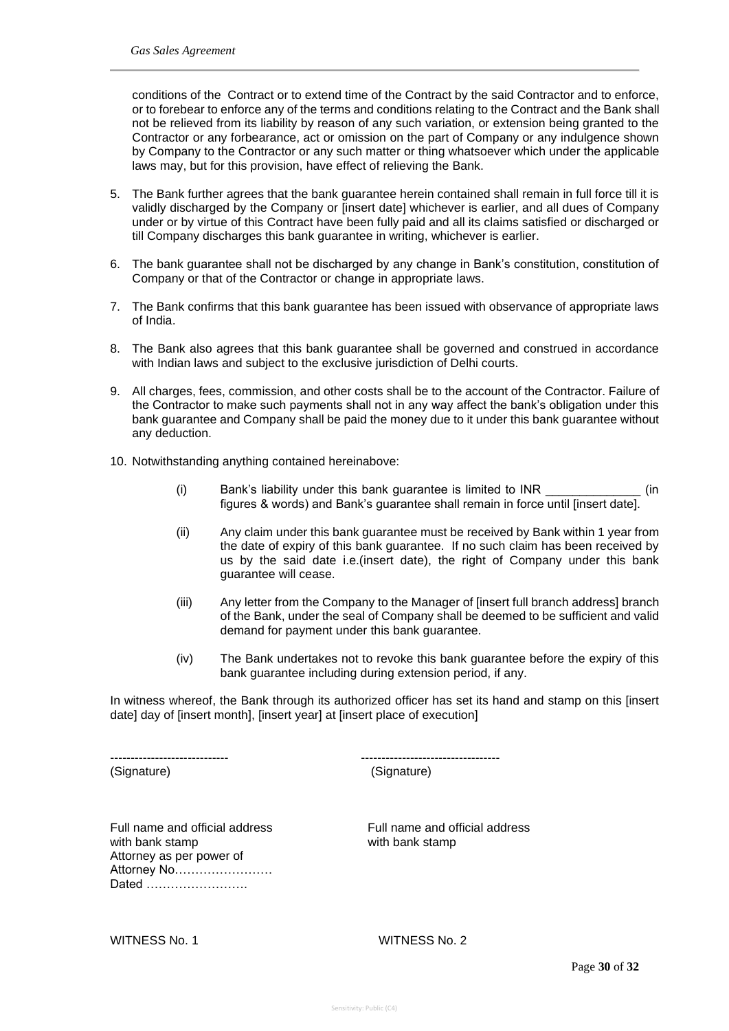conditions of the Contract or to extend time of the Contract by the said Contractor and to enforce, or to forebear to enforce any of the terms and conditions relating to the Contract and the Bank shall not be relieved from its liability by reason of any such variation, or extension being granted to the Contractor or any forbearance, act or omission on the part of Company or any indulgence shown by Company to the Contractor or any such matter or thing whatsoever which under the applicable laws may, but for this provision, have effect of relieving the Bank.

5. The Bank further agrees that the bank guarantee herein contained shall remain in full force till it is validly discharged by the Company or [insert date] whichever is earlier, and all dues of Company under or by virtue of this Contract have been fully paid and all its claims satisfied or discharged or till Company discharges this bank guarantee in writing, whichever is earlier.

6. The bank guarantee shall not be discharged by any change in Bank's constitution, constitution of Company or that of the Contractor or change in appropriate laws.

7. The Bank confirms that this bank guarantee has been issued with observance of appropriate laws of India.

8. The Bank also agrees that this bank guarantee shall be governed and construed in accordance with Indian laws and subject to the exclusive jurisdiction of Delhi courts.

9. All charges, fees, commission, and other costs shall be to the account of the Contractor. Failure of the Contractor to make such payments shall not in any way affect the bank's obligation under this bank guarantee and Company shall be paid the money due to it under this bank guarantee without any deduction.

10. Notwithstanding anything contained hereinabove:

    (i) Bank's liability under this bank guarantee is limited to INR ______________ (in figures & words) and Bank's guarantee shall remain in force until [insert date].

    (ii) Any claim under this bank guarantee must be received by Bank within 1 year from the date of expiry of this bank guarantee. If no such claim has been received by us by the said date i.e.(insert date), the right of Company under this bank guarantee will cease.

    (iii) Any letter from the Company to the Manager of [insert full branch address] branch of the Bank, under the seal of Company shall be deemed to be sufficient and valid demand for payment under this bank guarantee.

    (iv) The Bank undertakes not to revoke this bank guarantee before the expiry of this bank guarantee including during extension period, if any.

In witness whereof, the Bank through its authorized officer has set its hand and stamp on this [insert date] day of [insert month], [insert year] at [insert place of execution]

| ----------------------------- | ---------------------------------- |
|---|---|
| (Signature) | (Signature) |
| Full name and official address with bank stamp Attorney as per power of Attorney No…………………… Dated ……………………. | Full name and official address with bank stamp |
| WITNESS No. 1 | WITNESS No. 2 |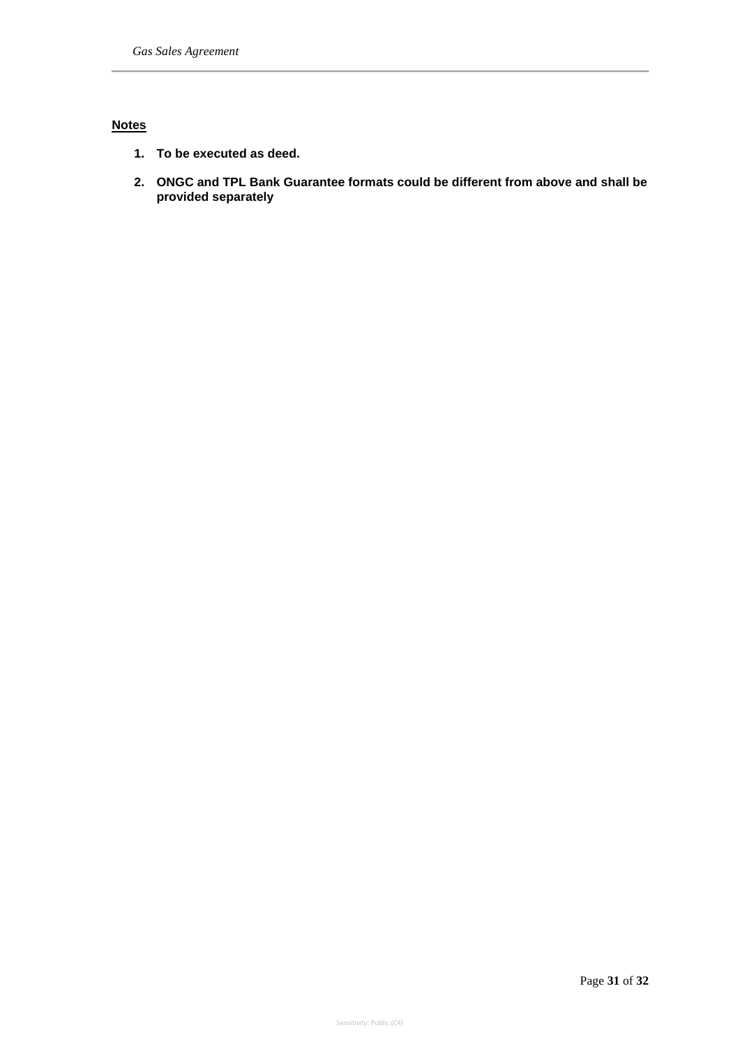**Notes**

1. **To be executed as deed.**
2. **ONGC and TPL Bank Guarantee formats could be different from above and shall be provided separately**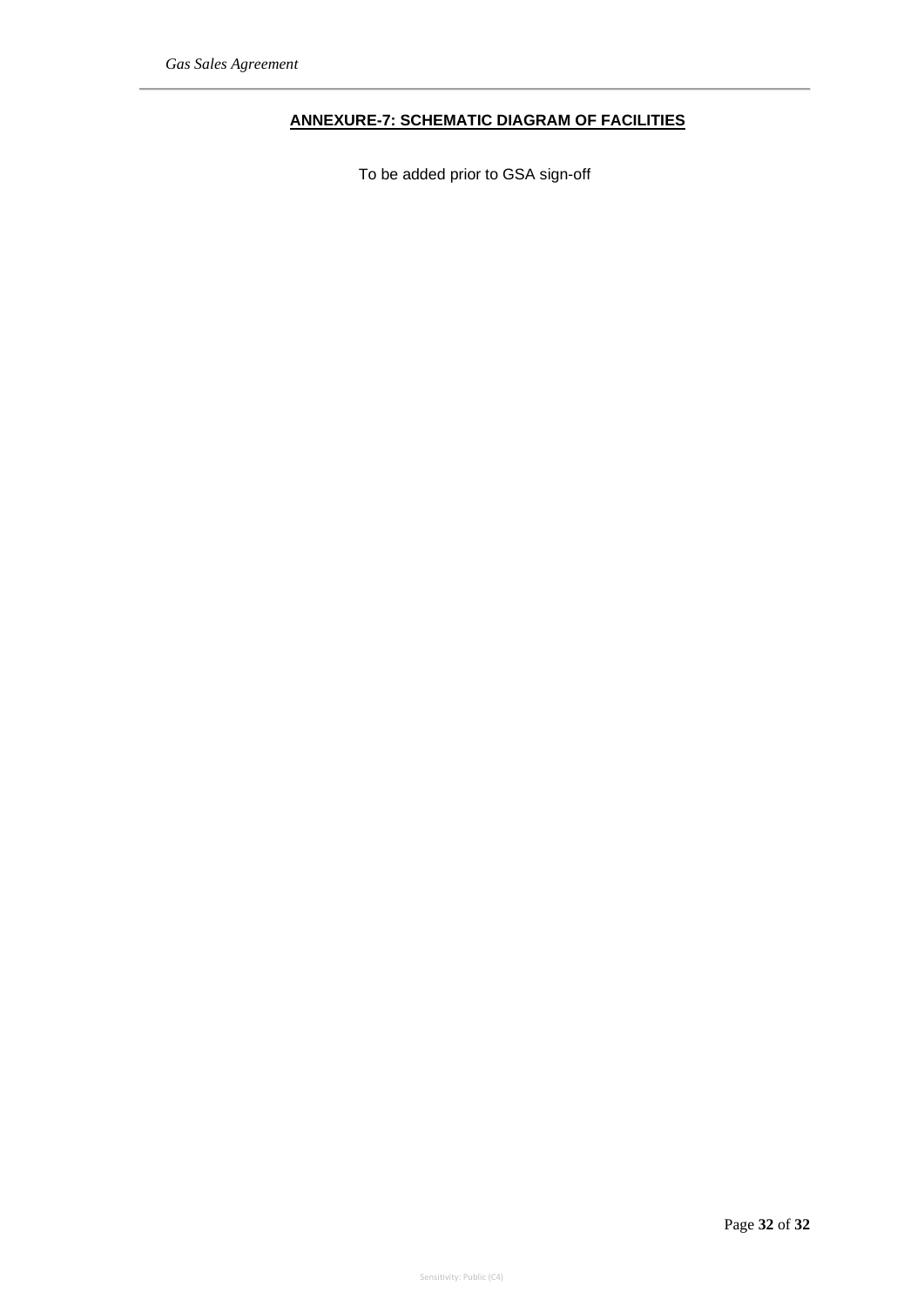## ANNEXURE-7: SCHEMATIC DIAGRAM OF FACILITIES

To be added prior to GSA sign-off